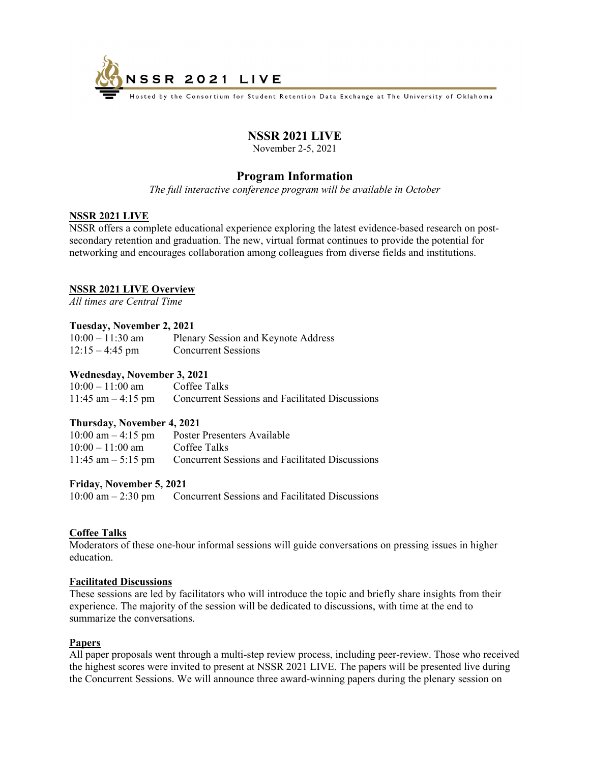NSSR 2021 LIVE

Hosted by the Consortium for Student Retention Data Exchange at The University of Oklahoma

# NSSR 2021 LIVE

November 2-5, 2021

## Program Information

*The full interactive conference program will be available in October*

**NSSR 2021 LIVE**

NSSR offers a complete educational experience exploring the latest evidence-based research on post-secondary retention and graduation. The new, virtual format continues to provide the potential for networking and encourages collaboration among colleagues from diverse fields and institutions.

**NSSR 2021 LIVE Overview**

*All times are Central Time*

**Tuesday, November 2, 2021**

| | |
|---|---|
| 10:00 – 11:30 am | Plenary Session and Keynote Address |
| 12:15 – 4:45 pm | Concurrent Sessions |

**Wednesday, November 3, 2021**

| | |
|---|---|
| 10:00 – 11:00 am | Coffee Talks |
| 11:45 am – 4:15 pm | Concurrent Sessions and Facilitated Discussions |

**Thursday, November 4, 2021**

| | |
|---|---|
| 10:00 am – 4:15 pm | Poster Presenters Available |
| 10:00 – 11:00 am | Coffee Talks |
| 11:45 am – 5:15 pm | Concurrent Sessions and Facilitated Discussions |

**Friday, November 5, 2021**

| | |
|---|---|
| 10:00 am – 2:30 pm | Concurrent Sessions and Facilitated Discussions |

**Coffee Talks**

Moderators of these one-hour informal sessions will guide conversations on pressing issues in higher education.

**Facilitated Discussions**

These sessions are led by facilitators who will introduce the topic and briefly share insights from their experience. The majority of the session will be dedicated to discussions, with time at the end to summarize the conversations.

**Papers**

All paper proposals went through a multi-step review process, including peer-review. Those who received the highest scores were invited to present at NSSR 2021 LIVE. The papers will be presented live during the Concurrent Sessions. We will announce three award-winning papers during the plenary session on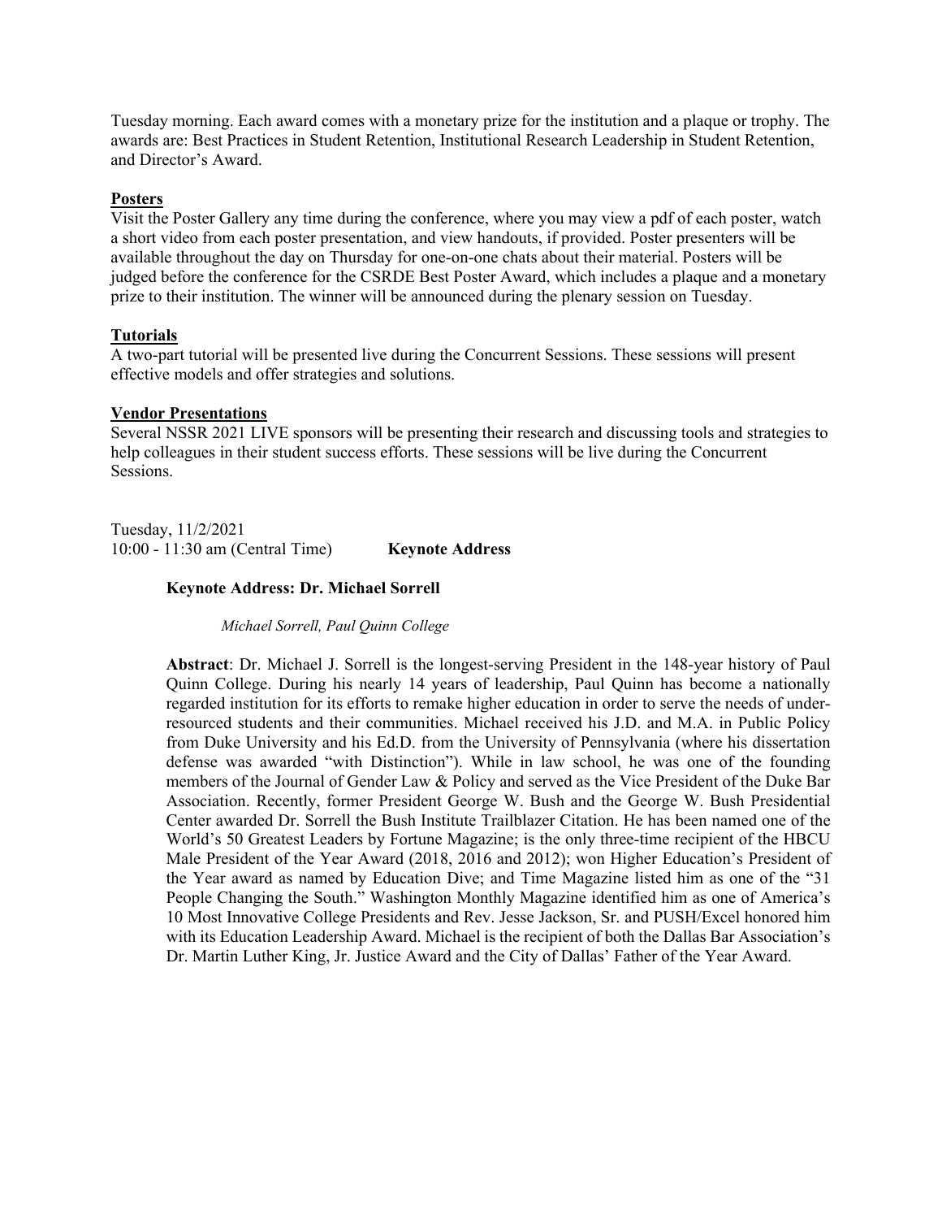Tuesday morning. Each award comes with a monetary prize for the institution and a plaque or trophy. The awards are: Best Practices in Student Retention, Institutional Research Leadership in Student Retention, and Director's Award.

## Posters

Visit the Poster Gallery any time during the conference, where you may view a pdf of each poster, watch a short video from each poster presentation, and view handouts, if provided. Poster presenters will be available throughout the day on Thursday for one-on-one chats about their material. Posters will be judged before the conference for the CSRDE Best Poster Award, which includes a plaque and a monetary prize to their institution. The winner will be announced during the plenary session on Tuesday.

## Tutorials

A two-part tutorial will be presented live during the Concurrent Sessions. These sessions will present effective models and offer strategies and solutions.

## Vendor Presentations

Several NSSR 2021 LIVE sponsors will be presenting their research and discussing tools and strategies to help colleagues in their student success efforts. These sessions will be live during the Concurrent Sessions.

Tuesday, 11/2/2021
10:00 - 11:30 am (Central Time) **Keynote Address**

**Keynote Address: Dr. Michael Sorrell**

*Michael Sorrell, Paul Quinn College*

**Abstract**: Dr. Michael J. Sorrell is the longest-serving President in the 148-year history of Paul Quinn College. During his nearly 14 years of leadership, Paul Quinn has become a nationally regarded institution for its efforts to remake higher education in order to serve the needs of under-resourced students and their communities. Michael received his J.D. and M.A. in Public Policy from Duke University and his Ed.D. from the University of Pennsylvania (where his dissertation defense was awarded "with Distinction"). While in law school, he was one of the founding members of the Journal of Gender Law & Policy and served as the Vice President of the Duke Bar Association. Recently, former President George W. Bush and the George W. Bush Presidential Center awarded Dr. Sorrell the Bush Institute Trailblazer Citation. He has been named one of the World's 50 Greatest Leaders by Fortune Magazine; is the only three-time recipient of the HBCU Male President of the Year Award (2018, 2016 and 2012); won Higher Education's President of the Year award as named by Education Dive; and Time Magazine listed him as one of the "31 People Changing the South." Washington Monthly Magazine identified him as one of America's 10 Most Innovative College Presidents and Rev. Jesse Jackson, Sr. and PUSH/Excel honored him with its Education Leadership Award. Michael is the recipient of both the Dallas Bar Association's Dr. Martin Luther King, Jr. Justice Award and the City of Dallas' Father of the Year Award.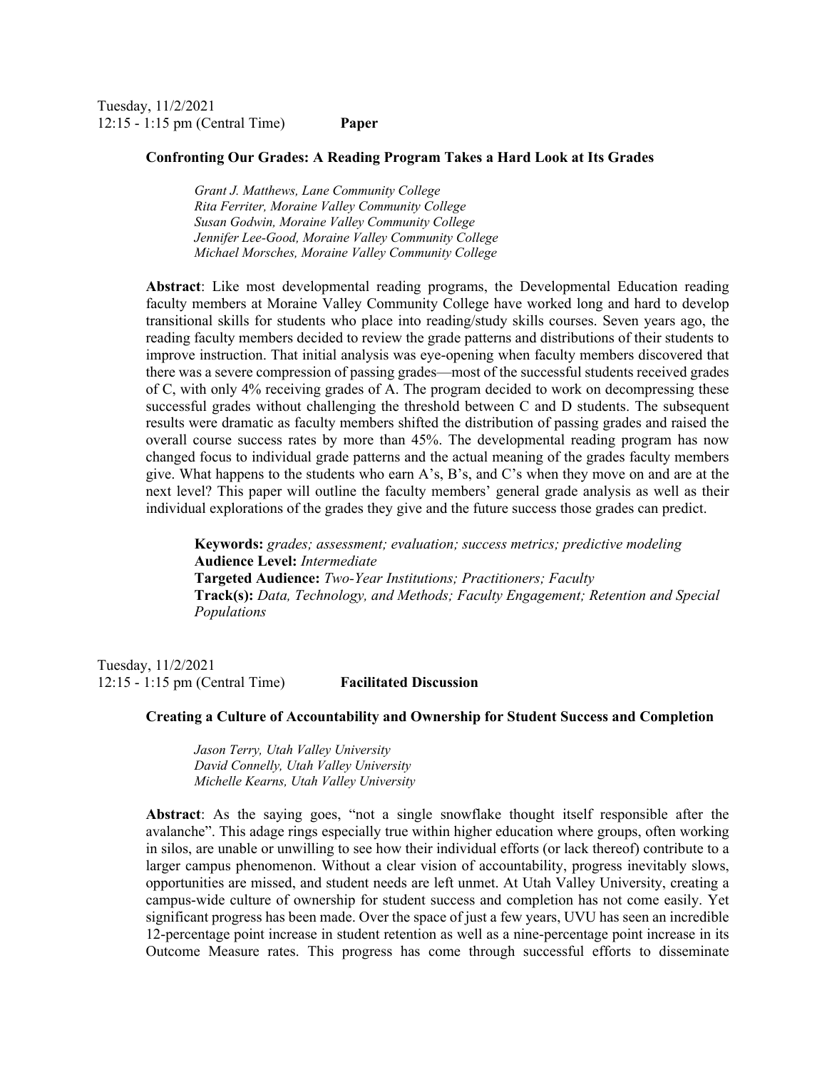Tuesday, 11/2/2021
12:15 - 1:15 pm (Central Time) **Paper**

### Confronting Our Grades: A Reading Program Takes a Hard Look at Its Grades

*Grant J. Matthews, Lane Community College*
*Rita Ferriter, Moraine Valley Community College*
*Susan Godwin, Moraine Valley Community College*
*Jennifer Lee-Good, Moraine Valley Community College*
*Michael Morsches, Moraine Valley Community College*

**Abstract**: Like most developmental reading programs, the Developmental Education reading faculty members at Moraine Valley Community College have worked long and hard to develop transitional skills for students who place into reading/study skills courses. Seven years ago, the reading faculty members decided to review the grade patterns and distributions of their students to improve instruction. That initial analysis was eye-opening when faculty members discovered that there was a severe compression of passing grades—most of the successful students received grades of C, with only 4% receiving grades of A. The program decided to work on decompressing these successful grades without challenging the threshold between C and D students. The subsequent results were dramatic as faculty members shifted the distribution of passing grades and raised the overall course success rates by more than 45%. The developmental reading program has now changed focus to individual grade patterns and the actual meaning of the grades faculty members give. What happens to the students who earn A's, B's, and C's when they move on and are at the next level? This paper will outline the faculty members' general grade analysis as well as their individual explorations of the grades they give and the future success those grades can predict.

**Keywords:** *grades; assessment; evaluation; success metrics; predictive modeling*
**Audience Level:** *Intermediate*
**Targeted Audience:** *Two-Year Institutions; Practitioners; Faculty*
**Track(s):** *Data, Technology, and Methods; Faculty Engagement; Retention and Special Populations*

Tuesday, 11/2/2021
12:15 - 1:15 pm (Central Time) **Facilitated Discussion**

### Creating a Culture of Accountability and Ownership for Student Success and Completion

*Jason Terry, Utah Valley University*
*David Connelly, Utah Valley University*
*Michelle Kearns, Utah Valley University*

**Abstract**: As the saying goes, "not a single snowflake thought itself responsible after the avalanche". This adage rings especially true within higher education where groups, often working in silos, are unable or unwilling to see how their individual efforts (or lack thereof) contribute to a larger campus phenomenon. Without a clear vision of accountability, progress inevitably slows, opportunities are missed, and student needs are left unmet. At Utah Valley University, creating a campus-wide culture of ownership for student success and completion has not come easily. Yet significant progress has been made. Over the space of just a few years, UVU has seen an incredible 12-percentage point increase in student retention as well as a nine-percentage point increase in its Outcome Measure rates. This progress has come through successful efforts to disseminate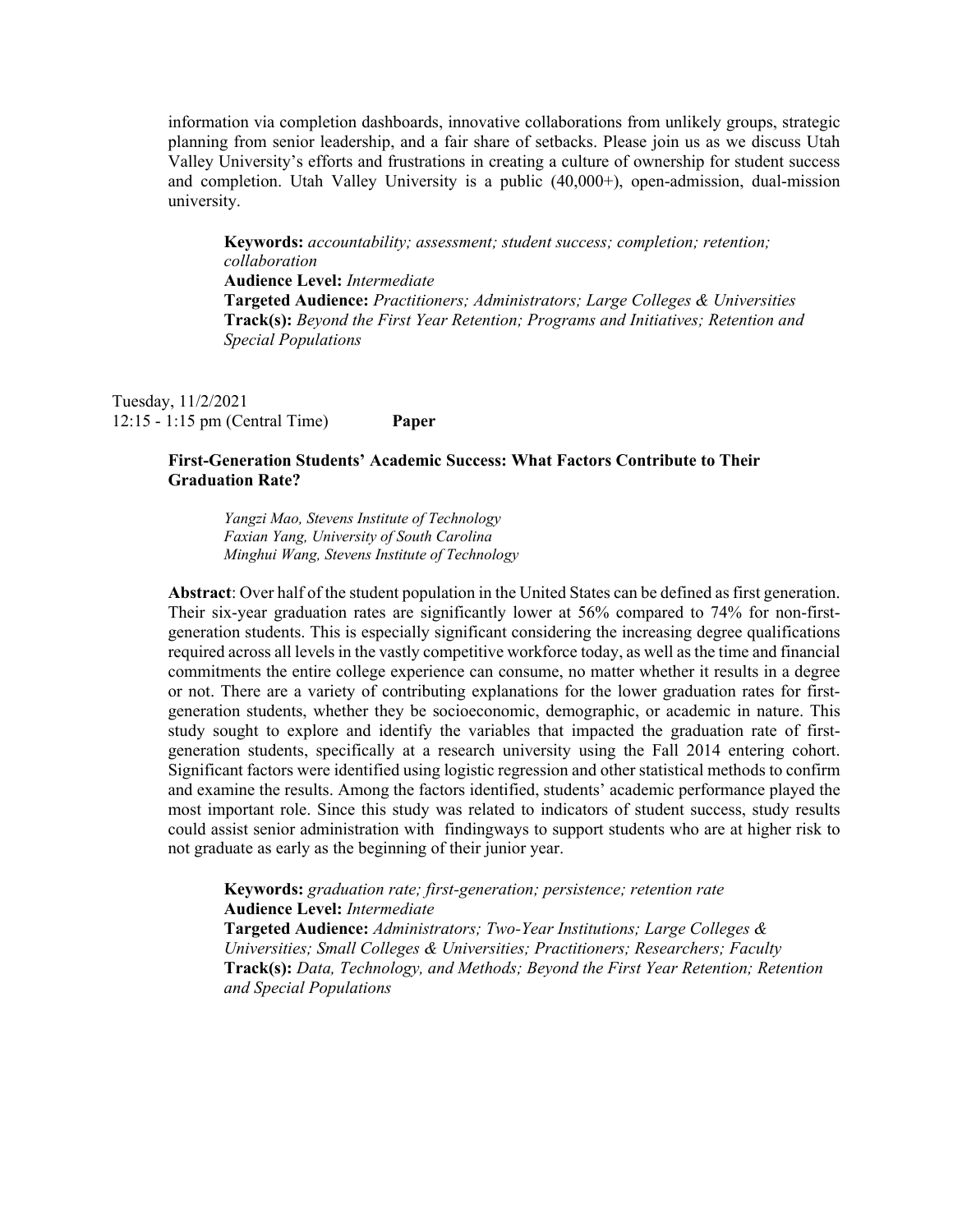information via completion dashboards, innovative collaborations from unlikely groups, strategic planning from senior leadership, and a fair share of setbacks. Please join us as we discuss Utah Valley University's efforts and frustrations in creating a culture of ownership for student success and completion. Utah Valley University is a public (40,000+), open-admission, dual-mission university.

**Keywords:** *accountability; assessment; student success; completion; retention; collaboration*
**Audience Level:** *Intermediate*
**Targeted Audience:** *Practitioners; Administrators; Large Colleges & Universities*
**Track(s):** *Beyond the First Year Retention; Programs and Initiatives; Retention and Special Populations*

Tuesday, 11/2/2021
12:15 - 1:15 pm (Central Time) **Paper**

**First-Generation Students' Academic Success: What Factors Contribute to Their Graduation Rate?**

*Yangzi Mao, Stevens Institute of Technology*
*Faxian Yang, University of South Carolina*
*Minghui Wang, Stevens Institute of Technology*

**Abstract**: Over half of the student population in the United States can be defined as first generation. Their six-year graduation rates are significantly lower at 56% compared to 74% for non-first-generation students. This is especially significant considering the increasing degree qualifications required across all levels in the vastly competitive workforce today, as well as the time and financial commitments the entire college experience can consume, no matter whether it results in a degree or not. There are a variety of contributing explanations for the lower graduation rates for first-generation students, whether they be socioeconomic, demographic, or academic in nature. This study sought to explore and identify the variables that impacted the graduation rate of first-generation students, specifically at a research university using the Fall 2014 entering cohort. Significant factors were identified using logistic regression and other statistical methods to confirm and examine the results. Among the factors identified, students' academic performance played the most important role. Since this study was related to indicators of student success, study results could assist senior administration with findingways to support students who are at higher risk to not graduate as early as the beginning of their junior year.

**Keywords:** *graduation rate; first-generation; persistence; retention rate*
**Audience Level:** *Intermediate*
**Targeted Audience:** *Administrators; Two-Year Institutions; Large Colleges & Universities; Small Colleges & Universities; Practitioners; Researchers; Faculty*
**Track(s):** *Data, Technology, and Methods; Beyond the First Year Retention; Retention and Special Populations*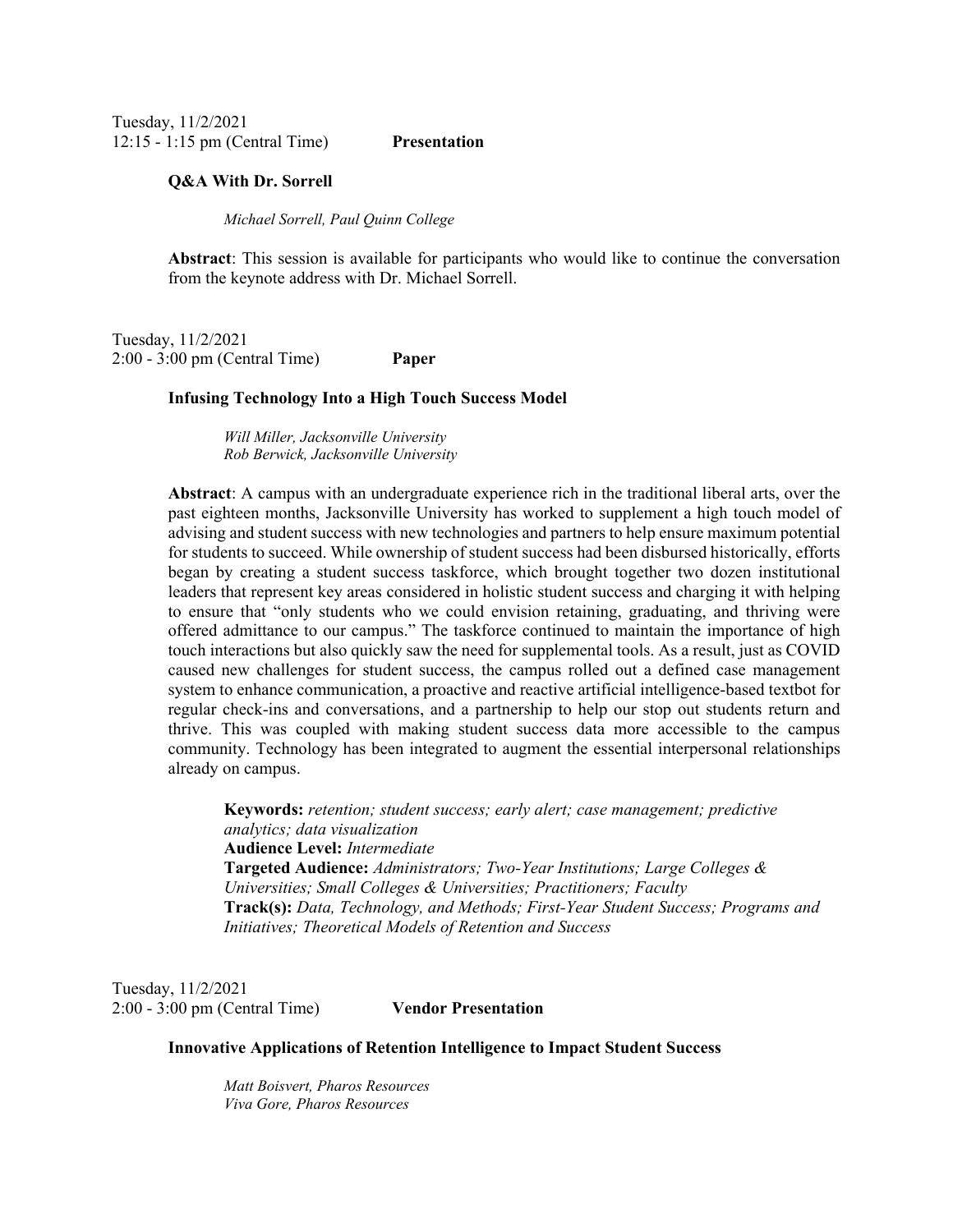Tuesday, 11/2/2021
12:15 - 1:15 pm (Central Time) **Presentation**

**Q&A With Dr. Sorrell**

*Michael Sorrell, Paul Quinn College*

**Abstract**: This session is available for participants who would like to continue the conversation from the keynote address with Dr. Michael Sorrell.

Tuesday, 11/2/2021
2:00 - 3:00 pm (Central Time) **Paper**

**Infusing Technology Into a High Touch Success Model**

*Will Miller, Jacksonville University*
*Rob Berwick, Jacksonville University*

**Abstract**: A campus with an undergraduate experience rich in the traditional liberal arts, over the past eighteen months, Jacksonville University has worked to supplement a high touch model of advising and student success with new technologies and partners to help ensure maximum potential for students to succeed. While ownership of student success had been disbursed historically, efforts began by creating a student success taskforce, which brought together two dozen institutional leaders that represent key areas considered in holistic student success and charging it with helping to ensure that "only students who we could envision retaining, graduating, and thriving were offered admittance to our campus." The taskforce continued to maintain the importance of high touch interactions but also quickly saw the need for supplemental tools. As a result, just as COVID caused new challenges for student success, the campus rolled out a defined case management system to enhance communication, a proactive and reactive artificial intelligence-based textbot for regular check-ins and conversations, and a partnership to help our stop out students return and thrive. This was coupled with making student success data more accessible to the campus community. Technology has been integrated to augment the essential interpersonal relationships already on campus.

**Keywords:** *retention; student success; early alert; case management; predictive analytics; data visualization*
**Audience Level:** *Intermediate*
**Targeted Audience:** *Administrators; Two-Year Institutions; Large Colleges & Universities; Small Colleges & Universities; Practitioners; Faculty*
**Track(s):** *Data, Technology, and Methods; First-Year Student Success; Programs and Initiatives; Theoretical Models of Retention and Success*

Tuesday, 11/2/2021
2:00 - 3:00 pm (Central Time) **Vendor Presentation**

**Innovative Applications of Retention Intelligence to Impact Student Success**

*Matt Boisvert, Pharos Resources*
*Viva Gore, Pharos Resources*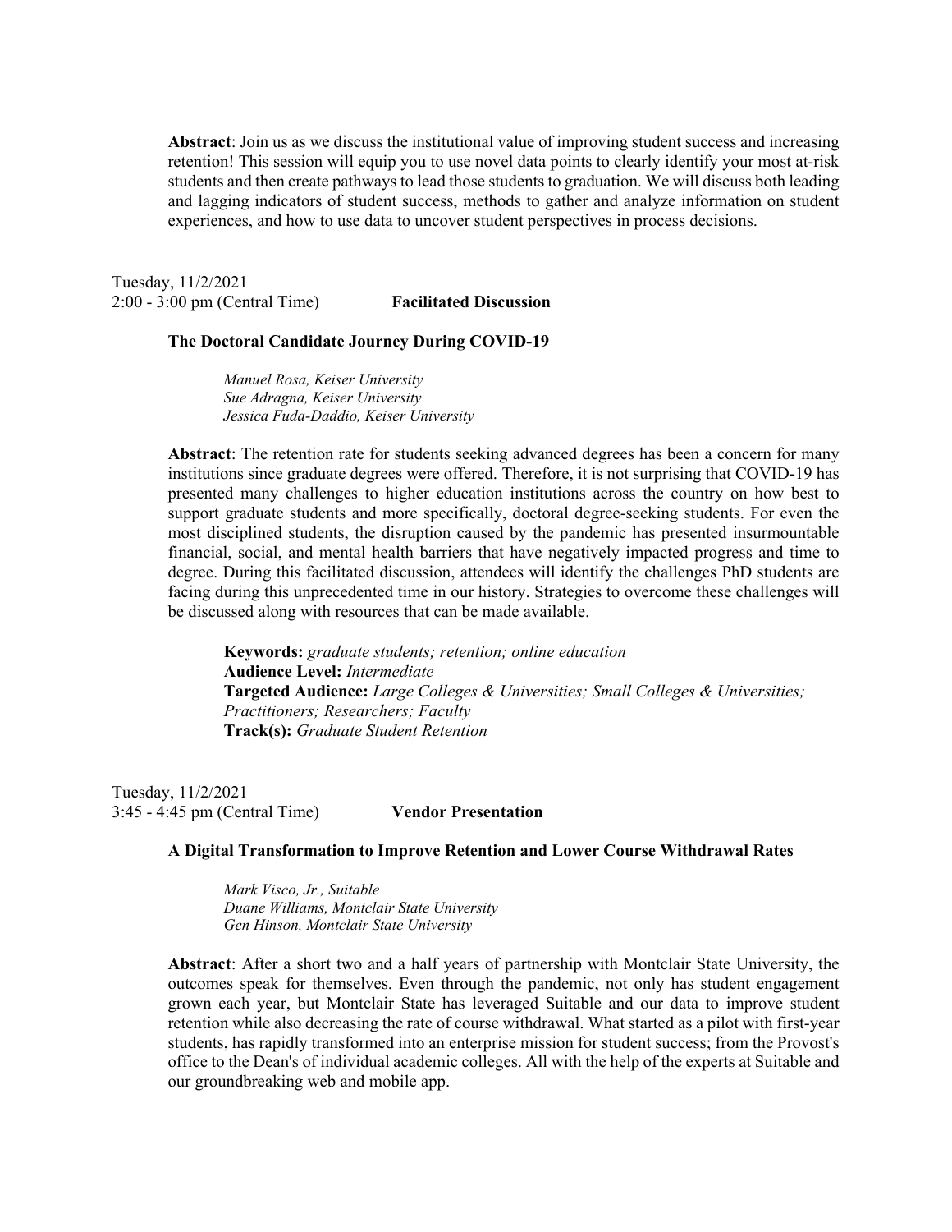**Abstract**: Join us as we discuss the institutional value of improving student success and increasing retention! This session will equip you to use novel data points to clearly identify your most at-risk students and then create pathways to lead those students to graduation. We will discuss both leading and lagging indicators of student success, methods to gather and analyze information on student experiences, and how to use data to uncover student perspectives in process decisions.

Tuesday, 11/2/2021
2:00 - 3:00 pm (Central Time) **Facilitated Discussion**

**The Doctoral Candidate Journey During COVID-19**

*Manuel Rosa, Keiser University*
*Sue Adragna, Keiser University*
*Jessica Fuda-Daddio, Keiser University*

**Abstract**: The retention rate for students seeking advanced degrees has been a concern for many institutions since graduate degrees were offered. Therefore, it is not surprising that COVID-19 has presented many challenges to higher education institutions across the country on how best to support graduate students and more specifically, doctoral degree-seeking students. For even the most disciplined students, the disruption caused by the pandemic has presented insurmountable financial, social, and mental health barriers that have negatively impacted progress and time to degree. During this facilitated discussion, attendees will identify the challenges PhD students are facing during this unprecedented time in our history. Strategies to overcome these challenges will be discussed along with resources that can be made available.

**Keywords:** *graduate students; retention; online education*
**Audience Level:** *Intermediate*
**Targeted Audience:** *Large Colleges & Universities; Small Colleges & Universities; Practitioners; Researchers; Faculty*
**Track(s):** *Graduate Student Retention*

Tuesday, 11/2/2021
3:45 - 4:45 pm (Central Time) **Vendor Presentation**

**A Digital Transformation to Improve Retention and Lower Course Withdrawal Rates**

*Mark Visco, Jr., Suitable*
*Duane Williams, Montclair State University*
*Gen Hinson, Montclair State University*

**Abstract**: After a short two and a half years of partnership with Montclair State University, the outcomes speak for themselves. Even through the pandemic, not only has student engagement grown each year, but Montclair State has leveraged Suitable and our data to improve student retention while also decreasing the rate of course withdrawal. What started as a pilot with first-year students, has rapidly transformed into an enterprise mission for student success; from the Provost's office to the Dean's of individual academic colleges. All with the help of the experts at Suitable and our groundbreaking web and mobile app.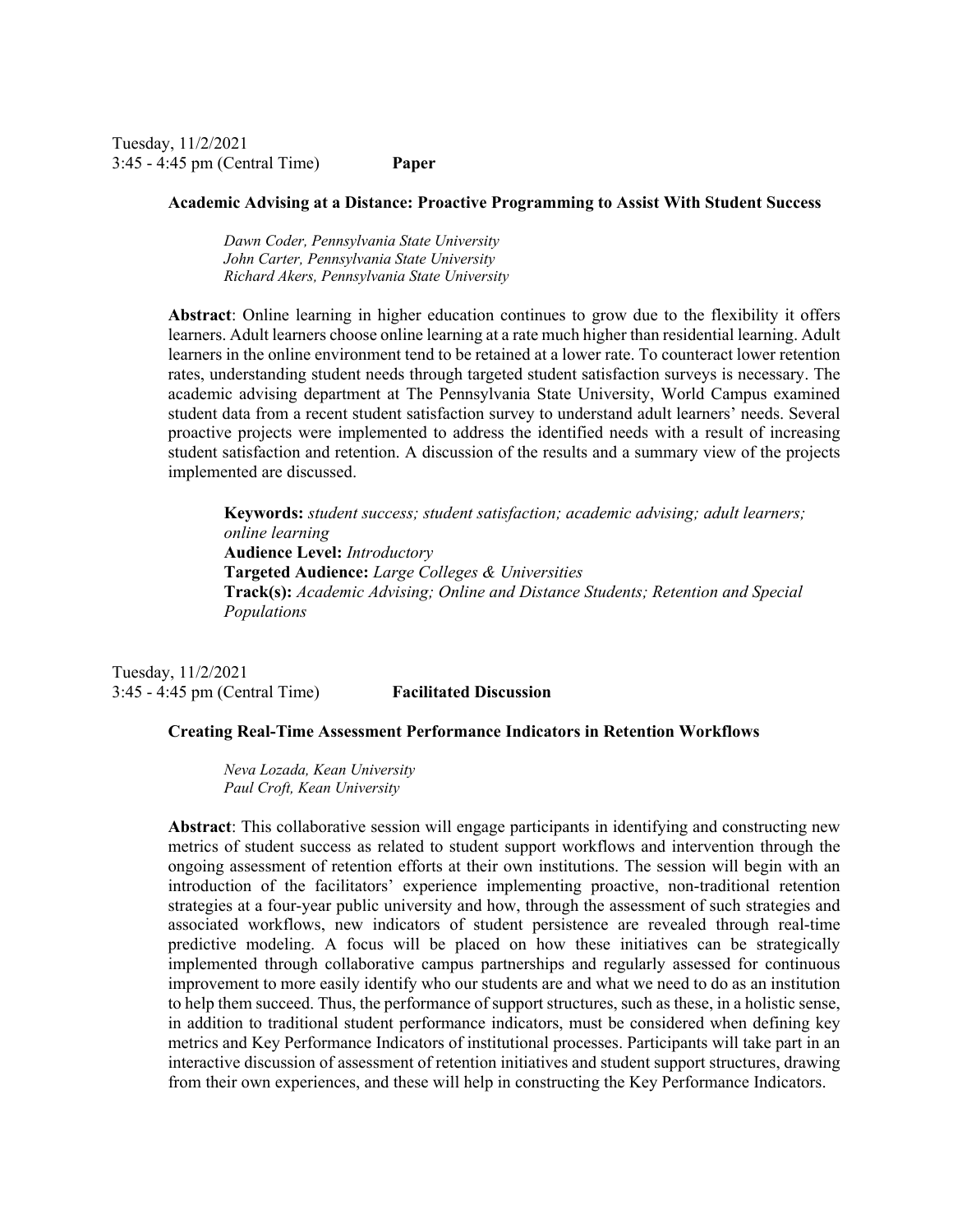Tuesday, 11/2/2021
3:45 - 4:45 pm (Central Time) **Paper**

**Academic Advising at a Distance: Proactive Programming to Assist With Student Success**

*Dawn Coder, Pennsylvania State University*
*John Carter, Pennsylvania State University*
*Richard Akers, Pennsylvania State University*

**Abstract**: Online learning in higher education continues to grow due to the flexibility it offers learners. Adult learners choose online learning at a rate much higher than residential learning. Adult learners in the online environment tend to be retained at a lower rate. To counteract lower retention rates, understanding student needs through targeted student satisfaction surveys is necessary. The academic advising department at The Pennsylvania State University, World Campus examined student data from a recent student satisfaction survey to understand adult learners' needs. Several proactive projects were implemented to address the identified needs with a result of increasing student satisfaction and retention. A discussion of the results and a summary view of the projects implemented are discussed.

**Keywords:** *student success; student satisfaction; academic advising; adult learners; online learning*
**Audience Level:** *Introductory*
**Targeted Audience:** *Large Colleges & Universities*
**Track(s):** *Academic Advising; Online and Distance Students; Retention and Special Populations*

Tuesday, 11/2/2021
3:45 - 4:45 pm (Central Time) **Facilitated Discussion**

**Creating Real-Time Assessment Performance Indicators in Retention Workflows**

*Neva Lozada, Kean University*
*Paul Croft, Kean University*

**Abstract**: This collaborative session will engage participants in identifying and constructing new metrics of student success as related to student support workflows and intervention through the ongoing assessment of retention efforts at their own institutions. The session will begin with an introduction of the facilitators' experience implementing proactive, non-traditional retention strategies at a four-year public university and how, through the assessment of such strategies and associated workflows, new indicators of student persistence are revealed through real-time predictive modeling. A focus will be placed on how these initiatives can be strategically implemented through collaborative campus partnerships and regularly assessed for continuous improvement to more easily identify who our students are and what we need to do as an institution to help them succeed. Thus, the performance of support structures, such as these, in a holistic sense, in addition to traditional student performance indicators, must be considered when defining key metrics and Key Performance Indicators of institutional processes. Participants will take part in an interactive discussion of assessment of retention initiatives and student support structures, drawing from their own experiences, and these will help in constructing the Key Performance Indicators.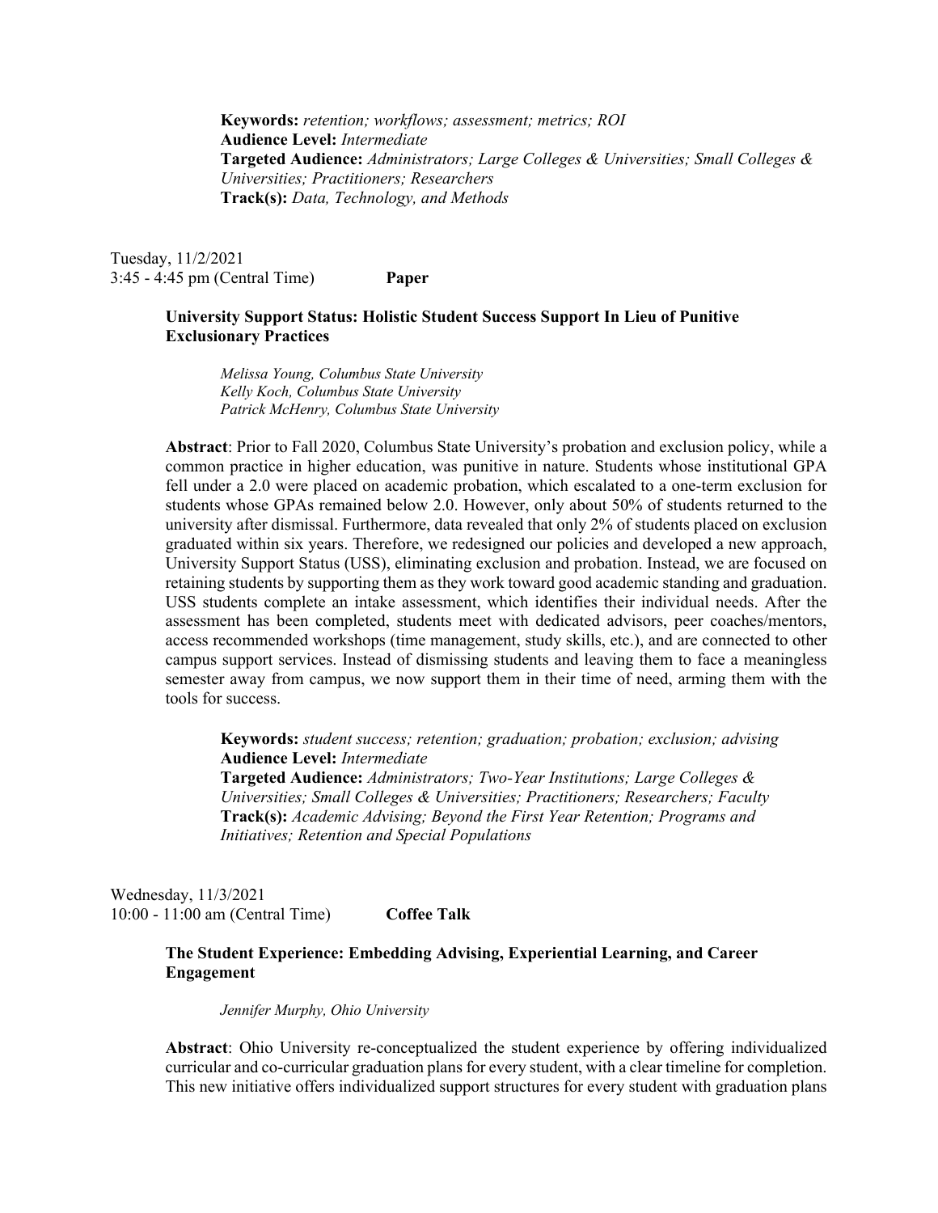**Keywords:** *retention; workflows; assessment; metrics; ROI*
**Audience Level:** *Intermediate*
**Targeted Audience:** *Administrators; Large Colleges & Universities; Small Colleges & Universities; Practitioners; Researchers*
**Track(s):** *Data, Technology, and Methods*

Tuesday, 11/2/2021
3:45 - 4:45 pm (Central Time) **Paper**

**University Support Status: Holistic Student Success Support In Lieu of Punitive Exclusionary Practices**

*Melissa Young, Columbus State University*
*Kelly Koch, Columbus State University*
*Patrick McHenry, Columbus State University*

**Abstract**: Prior to Fall 2020, Columbus State University's probation and exclusion policy, while a common practice in higher education, was punitive in nature. Students whose institutional GPA fell under a 2.0 were placed on academic probation, which escalated to a one-term exclusion for students whose GPAs remained below 2.0. However, only about 50% of students returned to the university after dismissal. Furthermore, data revealed that only 2% of students placed on exclusion graduated within six years. Therefore, we redesigned our policies and developed a new approach, University Support Status (USS), eliminating exclusion and probation. Instead, we are focused on retaining students by supporting them as they work toward good academic standing and graduation. USS students complete an intake assessment, which identifies their individual needs. After the assessment has been completed, students meet with dedicated advisors, peer coaches/mentors, access recommended workshops (time management, study skills, etc.), and are connected to other campus support services. Instead of dismissing students and leaving them to face a meaningless semester away from campus, we now support them in their time of need, arming them with the tools for success.

**Keywords:** *student success; retention; graduation; probation; exclusion; advising*
**Audience Level:** *Intermediate*
**Targeted Audience:** *Administrators; Two-Year Institutions; Large Colleges & Universities; Small Colleges & Universities; Practitioners; Researchers; Faculty*
**Track(s):** *Academic Advising; Beyond the First Year Retention; Programs and Initiatives; Retention and Special Populations*

Wednesday, 11/3/2021
10:00 - 11:00 am (Central Time) **Coffee Talk**

**The Student Experience: Embedding Advising, Experiential Learning, and Career Engagement**

*Jennifer Murphy, Ohio University*

**Abstract**: Ohio University re-conceptualized the student experience by offering individualized curricular and co-curricular graduation plans for every student, with a clear timeline for completion. This new initiative offers individualized support structures for every student with graduation plans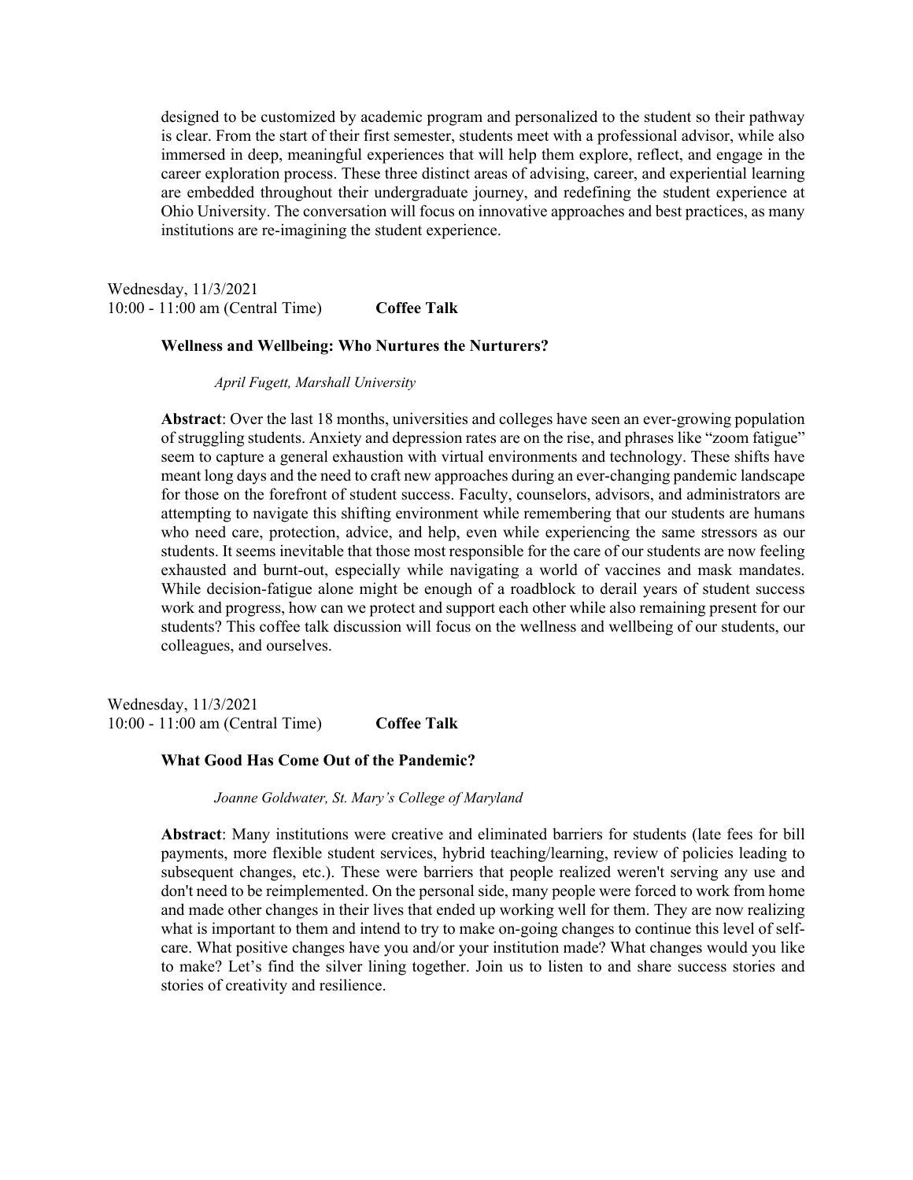designed to be customized by academic program and personalized to the student so their pathway is clear. From the start of their first semester, students meet with a professional advisor, while also immersed in deep, meaningful experiences that will help them explore, reflect, and engage in the career exploration process. These three distinct areas of advising, career, and experiential learning are embedded throughout their undergraduate journey, and redefining the student experience at Ohio University. The conversation will focus on innovative approaches and best practices, as many institutions are re-imagining the student experience.

Wednesday, 11/3/2021
10:00 - 11:00 am (Central Time) **Coffee Talk**

**Wellness and Wellbeing: Who Nurtures the Nurturers?**

*April Fugett, Marshall University*

**Abstract**: Over the last 18 months, universities and colleges have seen an ever-growing population of struggling students. Anxiety and depression rates are on the rise, and phrases like "zoom fatigue" seem to capture a general exhaustion with virtual environments and technology. These shifts have meant long days and the need to craft new approaches during an ever-changing pandemic landscape for those on the forefront of student success. Faculty, counselors, advisors, and administrators are attempting to navigate this shifting environment while remembering that our students are humans who need care, protection, advice, and help, even while experiencing the same stressors as our students. It seems inevitable that those most responsible for the care of our students are now feeling exhausted and burnt-out, especially while navigating a world of vaccines and mask mandates. While decision-fatigue alone might be enough of a roadblock to derail years of student success work and progress, how can we protect and support each other while also remaining present for our students? This coffee talk discussion will focus on the wellness and wellbeing of our students, our colleagues, and ourselves.

Wednesday, 11/3/2021
10:00 - 11:00 am (Central Time) **Coffee Talk**

**What Good Has Come Out of the Pandemic?**

*Joanne Goldwater, St. Mary's College of Maryland*

**Abstract**: Many institutions were creative and eliminated barriers for students (late fees for bill payments, more flexible student services, hybrid teaching/learning, review of policies leading to subsequent changes, etc.). These were barriers that people realized weren't serving any use and don't need to be reimplemented. On the personal side, many people were forced to work from home and made other changes in their lives that ended up working well for them. They are now realizing what is important to them and intend to try to make on-going changes to continue this level of self-care. What positive changes have you and/or your institution made? What changes would you like to make? Let's find the silver lining together. Join us to listen to and share success stories and stories of creativity and resilience.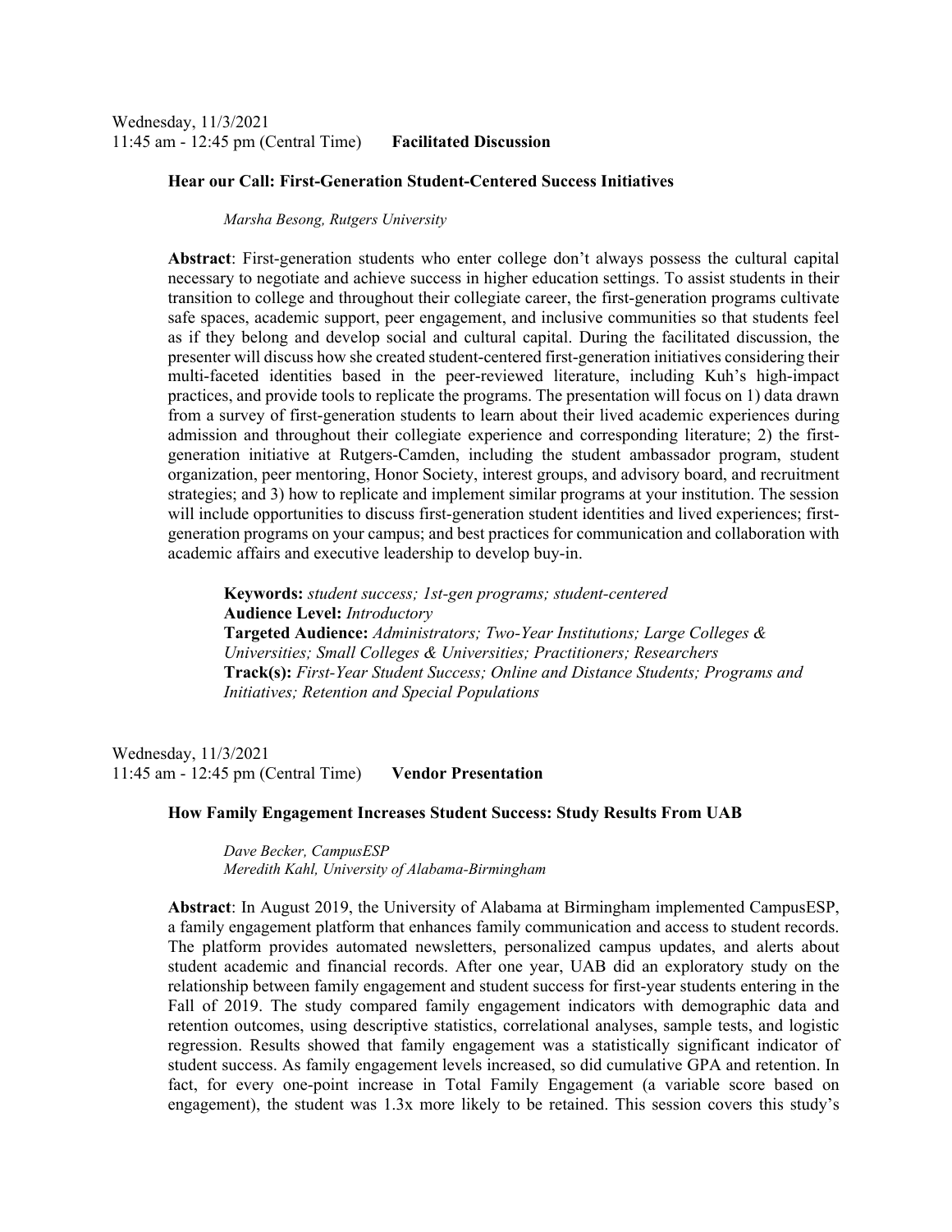Wednesday, 11/3/2021
11:45 am - 12:45 pm (Central Time) **Facilitated Discussion**

**Hear our Call: First-Generation Student-Centered Success Initiatives**

*Marsha Besong, Rutgers University*

**Abstract**: First-generation students who enter college don't always possess the cultural capital necessary to negotiate and achieve success in higher education settings. To assist students in their transition to college and throughout their collegiate career, the first-generation programs cultivate safe spaces, academic support, peer engagement, and inclusive communities so that students feel as if they belong and develop social and cultural capital. During the facilitated discussion, the presenter will discuss how she created student-centered first-generation initiatives considering their multi-faceted identities based in the peer-reviewed literature, including Kuh's high-impact practices, and provide tools to replicate the programs. The presentation will focus on 1) data drawn from a survey of first-generation students to learn about their lived academic experiences during admission and throughout their collegiate experience and corresponding literature; 2) the first-generation initiative at Rutgers-Camden, including the student ambassador program, student organization, peer mentoring, Honor Society, interest groups, and advisory board, and recruitment strategies; and 3) how to replicate and implement similar programs at your institution. The session will include opportunities to discuss first-generation student identities and lived experiences; first-generation programs on your campus; and best practices for communication and collaboration with academic affairs and executive leadership to develop buy-in.

**Keywords:** *student success; 1st-gen programs; student-centered*
**Audience Level:** *Introductory*
**Targeted Audience:** *Administrators; Two-Year Institutions; Large Colleges & Universities; Small Colleges & Universities; Practitioners; Researchers*
**Track(s):** *First-Year Student Success; Online and Distance Students; Programs and Initiatives; Retention and Special Populations*

Wednesday, 11/3/2021
11:45 am - 12:45 pm (Central Time) **Vendor Presentation**

**How Family Engagement Increases Student Success: Study Results From UAB**

*Dave Becker, CampusESP*
*Meredith Kahl, University of Alabama-Birmingham*

**Abstract**: In August 2019, the University of Alabama at Birmingham implemented CampusESP, a family engagement platform that enhances family communication and access to student records. The platform provides automated newsletters, personalized campus updates, and alerts about student academic and financial records. After one year, UAB did an exploratory study on the relationship between family engagement and student success for first-year students entering in the Fall of 2019. The study compared family engagement indicators with demographic data and retention outcomes, using descriptive statistics, correlational analyses, sample tests, and logistic regression. Results showed that family engagement was a statistically significant indicator of student success. As family engagement levels increased, so did cumulative GPA and retention. In fact, for every one-point increase in Total Family Engagement (a variable score based on engagement), the student was 1.3x more likely to be retained. This session covers this study's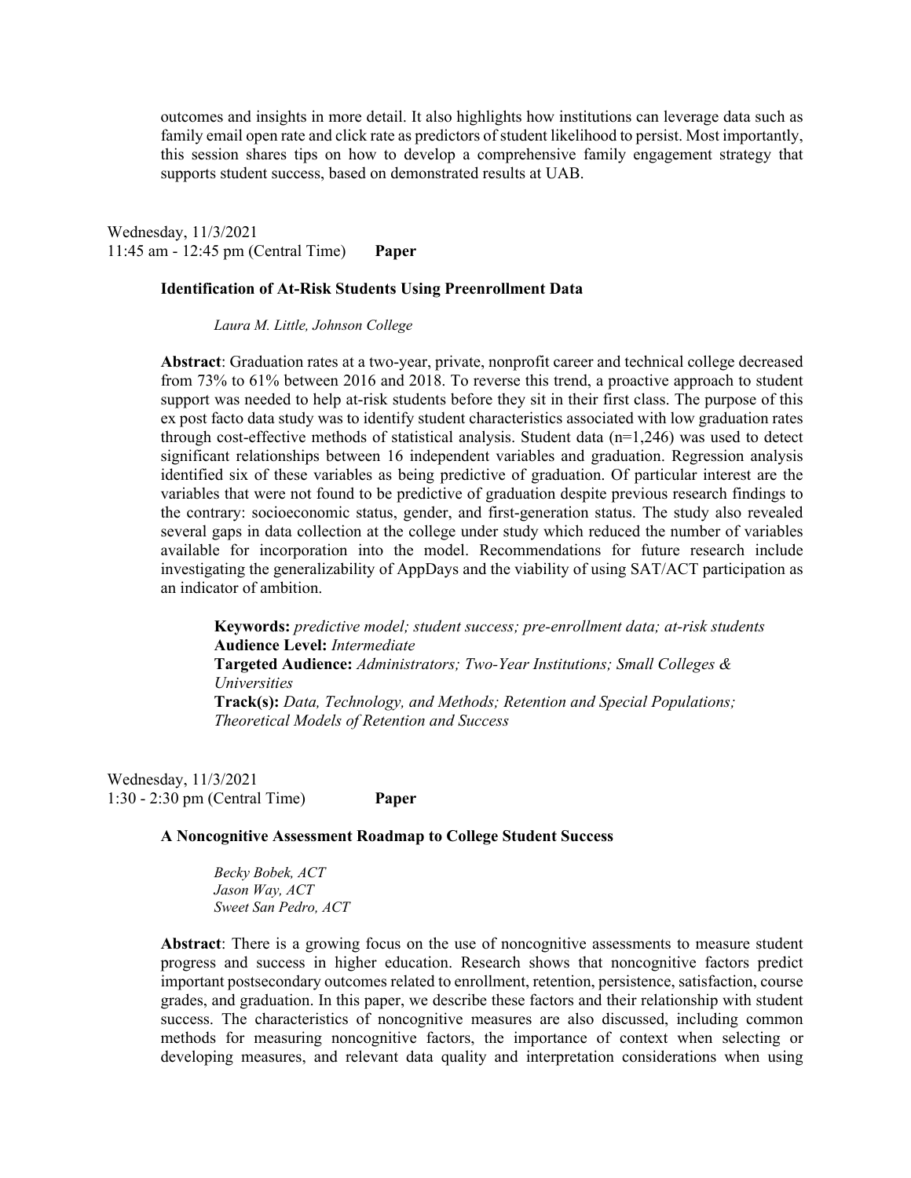outcomes and insights in more detail. It also highlights how institutions can leverage data such as family email open rate and click rate as predictors of student likelihood to persist. Most importantly, this session shares tips on how to develop a comprehensive family engagement strategy that supports student success, based on demonstrated results at UAB.

Wednesday, 11/3/2021
11:45 am - 12:45 pm (Central Time) **Paper**

**Identification of At-Risk Students Using Preenrollment Data**

*Laura M. Little, Johnson College*

**Abstract**: Graduation rates at a two-year, private, nonprofit career and technical college decreased from 73% to 61% between 2016 and 2018. To reverse this trend, a proactive approach to student support was needed to help at-risk students before they sit in their first class. The purpose of this ex post facto data study was to identify student characteristics associated with low graduation rates through cost-effective methods of statistical analysis. Student data (n=1,246) was used to detect significant relationships between 16 independent variables and graduation. Regression analysis identified six of these variables as being predictive of graduation. Of particular interest are the variables that were not found to be predictive of graduation despite previous research findings to the contrary: socioeconomic status, gender, and first-generation status. The study also revealed several gaps in data collection at the college under study which reduced the number of variables available for incorporation into the model. Recommendations for future research include investigating the generalizability of AppDays and the viability of using SAT/ACT participation as an indicator of ambition.

**Keywords:** *predictive model; student success; pre-enrollment data; at-risk students*
**Audience Level:** *Intermediate*
**Targeted Audience:** *Administrators; Two-Year Institutions; Small Colleges & Universities*
**Track(s):** *Data, Technology, and Methods; Retention and Special Populations; Theoretical Models of Retention and Success*

Wednesday, 11/3/2021
1:30 - 2:30 pm (Central Time) **Paper**

**A Noncognitive Assessment Roadmap to College Student Success**

*Becky Bobek, ACT*
*Jason Way, ACT*
*Sweet San Pedro, ACT*

**Abstract**: There is a growing focus on the use of noncognitive assessments to measure student progress and success in higher education. Research shows that noncognitive factors predict important postsecondary outcomes related to enrollment, retention, persistence, satisfaction, course grades, and graduation. In this paper, we describe these factors and their relationship with student success. The characteristics of noncognitive measures are also discussed, including common methods for measuring noncognitive factors, the importance of context when selecting or developing measures, and relevant data quality and interpretation considerations when using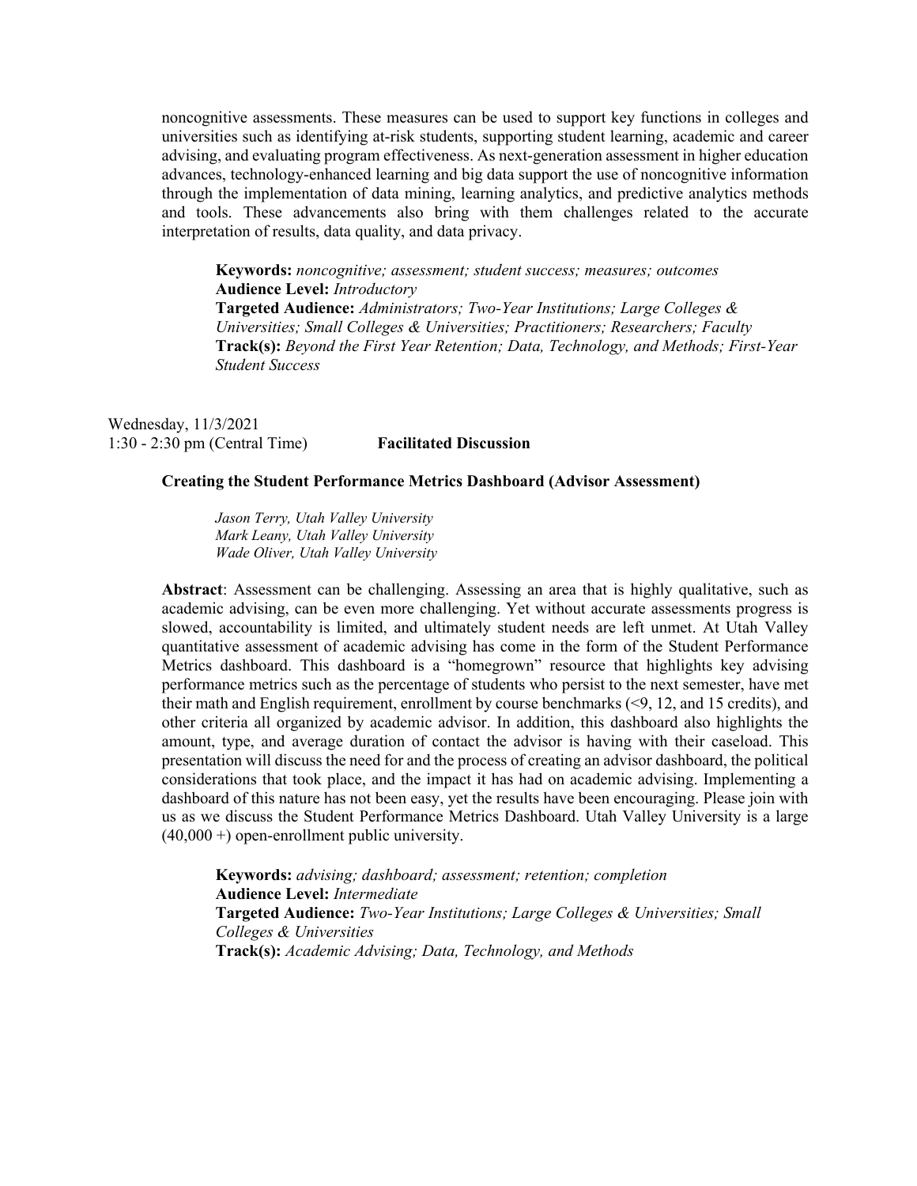noncognitive assessments. These measures can be used to support key functions in colleges and universities such as identifying at-risk students, supporting student learning, academic and career advising, and evaluating program effectiveness. As next-generation assessment in higher education advances, technology-enhanced learning and big data support the use of noncognitive information through the implementation of data mining, learning analytics, and predictive analytics methods and tools. These advancements also bring with them challenges related to the accurate interpretation of results, data quality, and data privacy.

> **Keywords:** *noncognitive; assessment; student success; measures; outcomes*
> **Audience Level:** *Introductory*
> **Targeted Audience:** *Administrators; Two-Year Institutions; Large Colleges & Universities; Small Colleges & Universities; Practitioners; Researchers; Faculty*
> **Track(s):** *Beyond the First Year Retention; Data, Technology, and Methods; First-Year Student Success*

Wednesday, 11/3/2021
1:30 - 2:30 pm (Central Time) **Facilitated Discussion**

**Creating the Student Performance Metrics Dashboard (Advisor Assessment)**

*Jason Terry, Utah Valley University*
*Mark Leany, Utah Valley University*
*Wade Oliver, Utah Valley University*

**Abstract**: Assessment can be challenging. Assessing an area that is highly qualitative, such as academic advising, can be even more challenging. Yet without accurate assessments progress is slowed, accountability is limited, and ultimately student needs are left unmet. At Utah Valley quantitative assessment of academic advising has come in the form of the Student Performance Metrics dashboard. This dashboard is a "homegrown" resource that highlights key advising performance metrics such as the percentage of students who persist to the next semester, have met their math and English requirement, enrollment by course benchmarks (<9, 12, and 15 credits), and other criteria all organized by academic advisor. In addition, this dashboard also highlights the amount, type, and average duration of contact the advisor is having with their caseload. This presentation will discuss the need for and the process of creating an advisor dashboard, the political considerations that took place, and the impact it has had on academic advising. Implementing a dashboard of this nature has not been easy, yet the results have been encouraging. Please join with us as we discuss the Student Performance Metrics Dashboard. Utah Valley University is a large (40,000 +) open-enrollment public university.

> **Keywords:** *advising; dashboard; assessment; retention; completion*
> **Audience Level:** *Intermediate*
> **Targeted Audience:** *Two-Year Institutions; Large Colleges & Universities; Small Colleges & Universities*
> **Track(s):** *Academic Advising; Data, Technology, and Methods*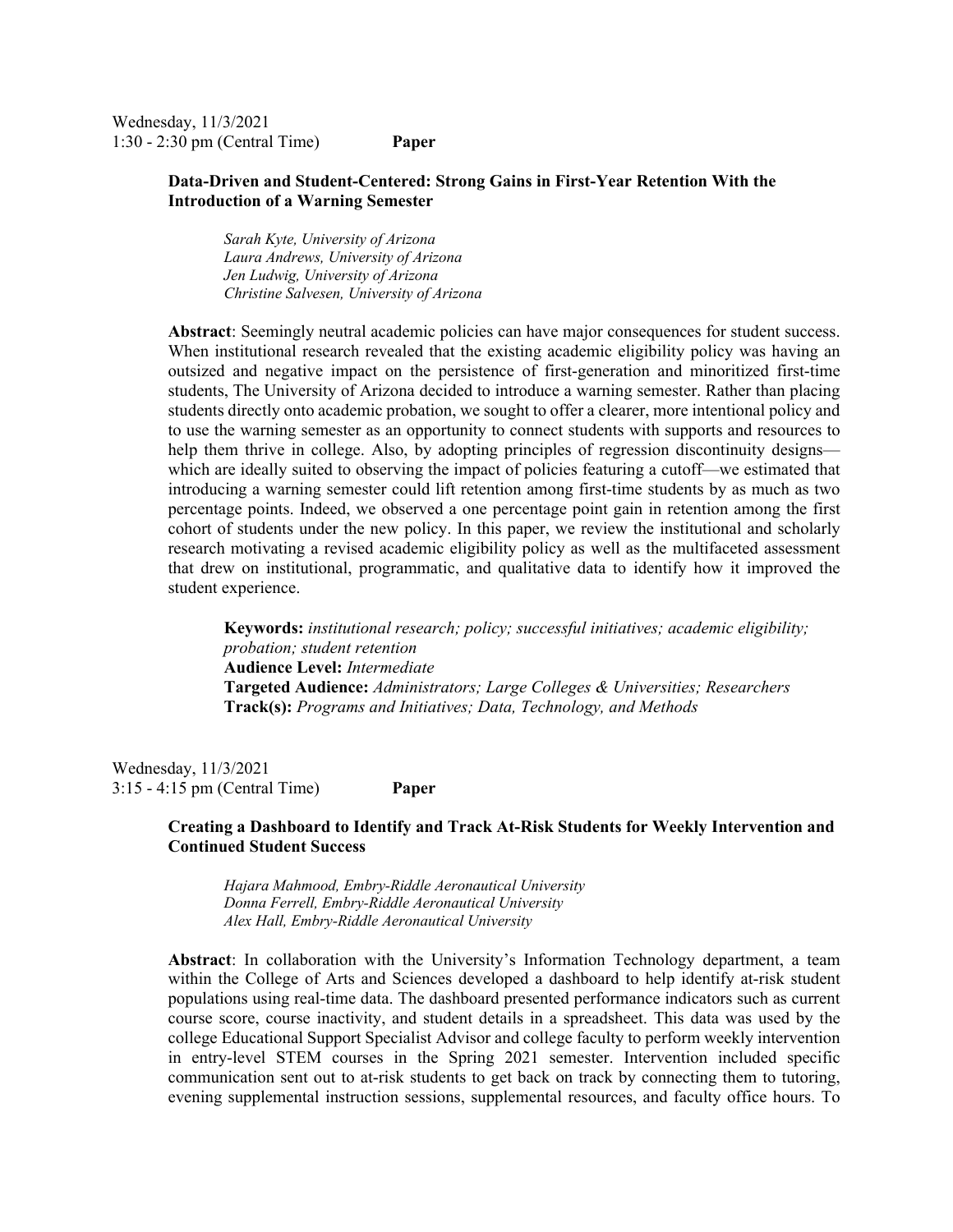Wednesday, 11/3/2021
1:30 - 2:30 pm (Central Time) **Paper**

**Data-Driven and Student-Centered: Strong Gains in First-Year Retention With the Introduction of a Warning Semester**

*Sarah Kyte, University of Arizona*
*Laura Andrews, University of Arizona*
*Jen Ludwig, University of Arizona*
*Christine Salvesen, University of Arizona*

**Abstract**: Seemingly neutral academic policies can have major consequences for student success. When institutional research revealed that the existing academic eligibility policy was having an outsized and negative impact on the persistence of first-generation and minoritized first-time students, The University of Arizona decided to introduce a warning semester. Rather than placing students directly onto academic probation, we sought to offer a clearer, more intentional policy and to use the warning semester as an opportunity to connect students with supports and resources to help them thrive in college. Also, by adopting principles of regression discontinuity designs—which are ideally suited to observing the impact of policies featuring a cutoff—we estimated that introducing a warning semester could lift retention among first-time students by as much as two percentage points. Indeed, we observed a one percentage point gain in retention among the first cohort of students under the new policy. In this paper, we review the institutional and scholarly research motivating a revised academic eligibility policy as well as the multifaceted assessment that drew on institutional, programmatic, and qualitative data to identify how it improved the student experience.

**Keywords:** *institutional research; policy; successful initiatives; academic eligibility; probation; student retention*
**Audience Level:** *Intermediate*
**Targeted Audience:** *Administrators; Large Colleges & Universities; Researchers*
**Track(s):** *Programs and Initiatives; Data, Technology, and Methods*

Wednesday, 11/3/2021
3:15 - 4:15 pm (Central Time) **Paper**

**Creating a Dashboard to Identify and Track At-Risk Students for Weekly Intervention and Continued Student Success**

*Hajara Mahmood, Embry-Riddle Aeronautical University*
*Donna Ferrell, Embry-Riddle Aeronautical University*
*Alex Hall, Embry-Riddle Aeronautical University*

**Abstract**: In collaboration with the University's Information Technology department, a team within the College of Arts and Sciences developed a dashboard to help identify at-risk student populations using real-time data. The dashboard presented performance indicators such as current course score, course inactivity, and student details in a spreadsheet. This data was used by the college Educational Support Specialist Advisor and college faculty to perform weekly intervention in entry-level STEM courses in the Spring 2021 semester. Intervention included specific communication sent out to at-risk students to get back on track by connecting them to tutoring, evening supplemental instruction sessions, supplemental resources, and faculty office hours. To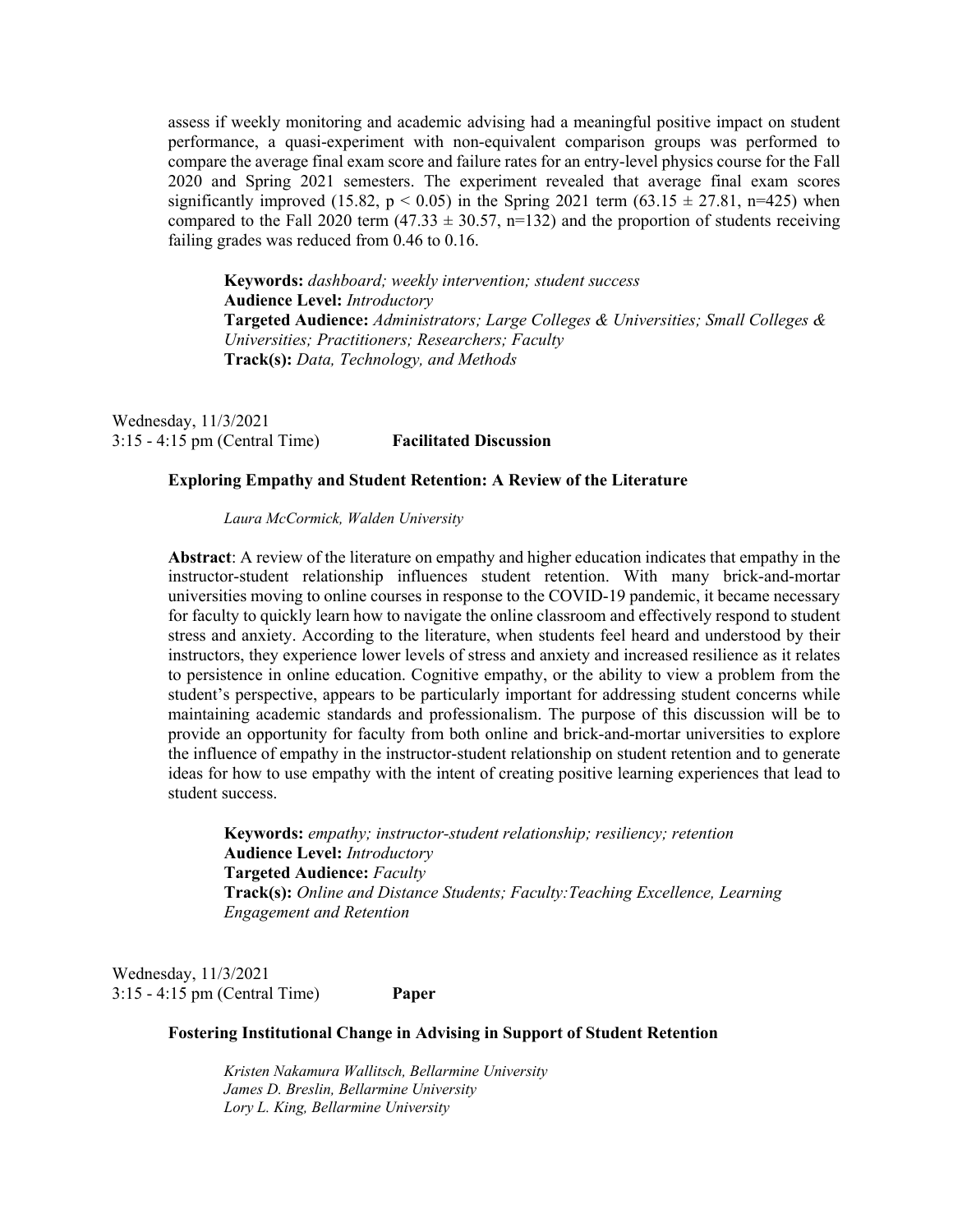assess if weekly monitoring and academic advising had a meaningful positive impact on student performance, a quasi-experiment with non-equivalent comparison groups was performed to compare the average final exam score and failure rates for an entry-level physics course for the Fall 2020 and Spring 2021 semesters. The experiment revealed that average final exam scores significantly improved (15.82, $p < 0.05$) in the Spring 2021 term ($63.15 \pm 27.81$, n=425) when compared to the Fall 2020 term ($47.33 \pm 30.57$, n=132) and the proportion of students receiving failing grades was reduced from 0.46 to 0.16.

**Keywords:** *dashboard; weekly intervention; student success*
**Audience Level:** *Introductory*
**Targeted Audience:** *Administrators; Large Colleges & Universities; Small Colleges & Universities; Practitioners; Researchers; Faculty*
**Track(s):** *Data, Technology, and Methods*

Wednesday, 11/3/2021
3:15 - 4:15 pm (Central Time) **Facilitated Discussion**

### Exploring Empathy and Student Retention: A Review of the Literature

*Laura McCormick, Walden University*

**Abstract**: A review of the literature on empathy and higher education indicates that empathy in the instructor-student relationship influences student retention. With many brick-and-mortar universities moving to online courses in response to the COVID-19 pandemic, it became necessary for faculty to quickly learn how to navigate the online classroom and effectively respond to student stress and anxiety. According to the literature, when students feel heard and understood by their instructors, they experience lower levels of stress and anxiety and increased resilience as it relates to persistence in online education. Cognitive empathy, or the ability to view a problem from the student's perspective, appears to be particularly important for addressing student concerns while maintaining academic standards and professionalism. The purpose of this discussion will be to provide an opportunity for faculty from both online and brick-and-mortar universities to explore the influence of empathy in the instructor-student relationship on student retention and to generate ideas for how to use empathy with the intent of creating positive learning experiences that lead to student success.

**Keywords:** *empathy; instructor-student relationship; resiliency; retention*
**Audience Level:** *Introductory*
**Targeted Audience:** *Faculty*
**Track(s):** *Online and Distance Students; Faculty:Teaching Excellence, Learning Engagement and Retention*

Wednesday, 11/3/2021
3:15 - 4:15 pm (Central Time) **Paper**

### Fostering Institutional Change in Advising in Support of Student Retention

*Kristen Nakamura Wallitsch, Bellarmine University*
*James D. Breslin, Bellarmine University*
*Lory L. King, Bellarmine University*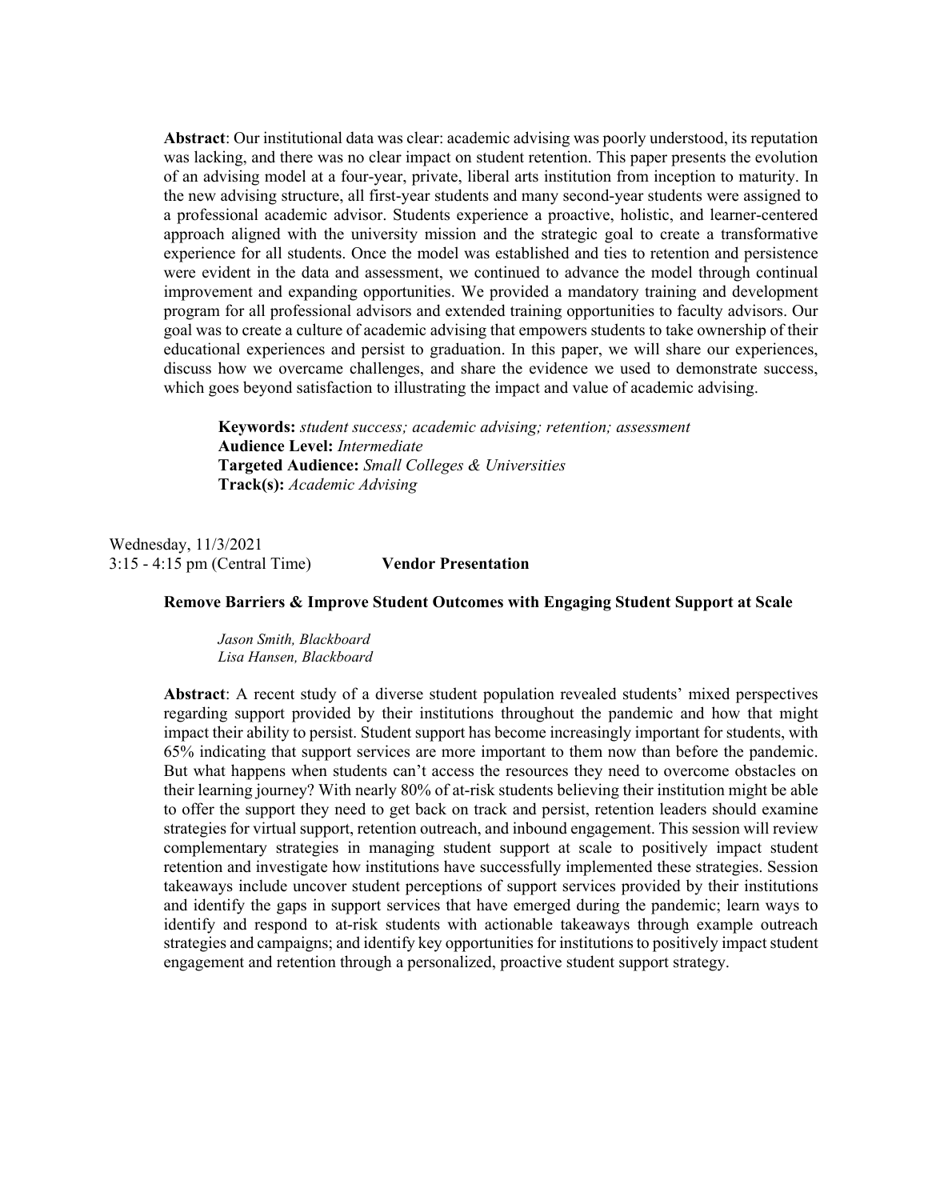**Abstract**: Our institutional data was clear: academic advising was poorly understood, its reputation was lacking, and there was no clear impact on student retention. This paper presents the evolution of an advising model at a four-year, private, liberal arts institution from inception to maturity. In the new advising structure, all first-year students and many second-year students were assigned to a professional academic advisor. Students experience a proactive, holistic, and learner-centered approach aligned with the university mission and the strategic goal to create a transformative experience for all students. Once the model was established and ties to retention and persistence were evident in the data and assessment, we continued to advance the model through continual improvement and expanding opportunities. We provided a mandatory training and development program for all professional advisors and extended training opportunities to faculty advisors. Our goal was to create a culture of academic advising that empowers students to take ownership of their educational experiences and persist to graduation. In this paper, we will share our experiences, discuss how we overcame challenges, and share the evidence we used to demonstrate success, which goes beyond satisfaction to illustrating the impact and value of academic advising.

> **Keywords:** *student success; academic advising; retention; assessment*
> **Audience Level:** *Intermediate*
> **Targeted Audience:** *Small Colleges & Universities*
> **Track(s):** *Academic Advising*

Wednesday, 11/3/2021
3:15 - 4:15 pm (Central Time) **Vendor Presentation**

**Remove Barriers & Improve Student Outcomes with Engaging Student Support at Scale**

*Jason Smith, Blackboard*
*Lisa Hansen, Blackboard*

**Abstract**: A recent study of a diverse student population revealed students' mixed perspectives regarding support provided by their institutions throughout the pandemic and how that might impact their ability to persist. Student support has become increasingly important for students, with 65% indicating that support services are more important to them now than before the pandemic. But what happens when students can't access the resources they need to overcome obstacles on their learning journey? With nearly 80% of at-risk students believing their institution might be able to offer the support they need to get back on track and persist, retention leaders should examine strategies for virtual support, retention outreach, and inbound engagement. This session will review complementary strategies in managing student support at scale to positively impact student retention and investigate how institutions have successfully implemented these strategies. Session takeaways include uncover student perceptions of support services provided by their institutions and identify the gaps in support services that have emerged during the pandemic; learn ways to identify and respond to at-risk students with actionable takeaways through example outreach strategies and campaigns; and identify key opportunities for institutions to positively impact student engagement and retention through a personalized, proactive student support strategy.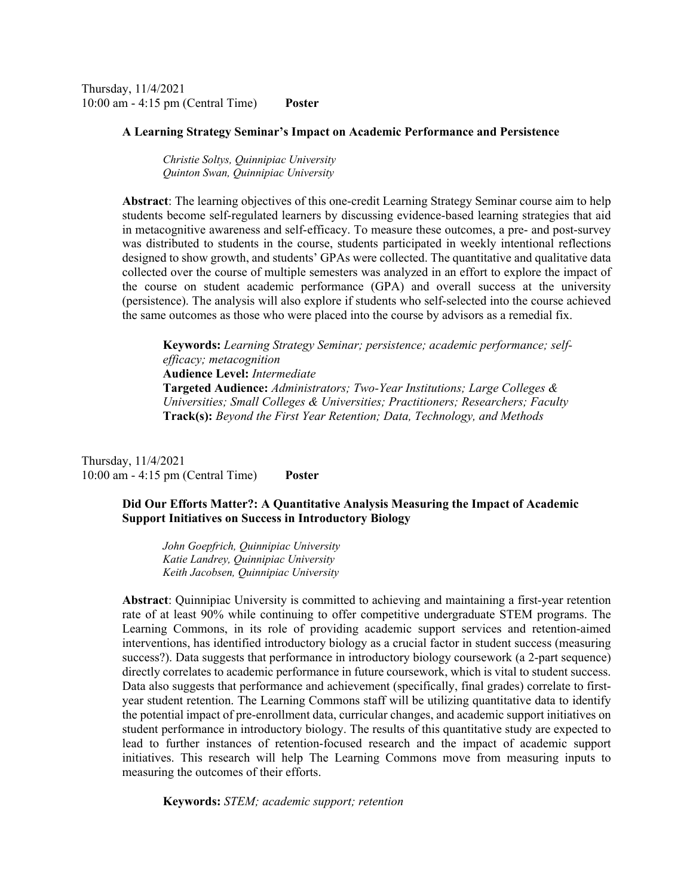Thursday, 11/4/2021
10:00 am - 4:15 pm (Central Time) **Poster**

### A Learning Strategy Seminar's Impact on Academic Performance and Persistence

*Christie Soltys, Quinnipiac University*
*Quinton Swan, Quinnipiac University*

**Abstract**: The learning objectives of this one-credit Learning Strategy Seminar course aim to help students become self-regulated learners by discussing evidence-based learning strategies that aid in metacognitive awareness and self-efficacy. To measure these outcomes, a pre- and post-survey was distributed to students in the course, students participated in weekly intentional reflections designed to show growth, and students' GPAs were collected. The quantitative and qualitative data collected over the course of multiple semesters was analyzed in an effort to explore the impact of the course on student academic performance (GPA) and overall success at the university (persistence). The analysis will also explore if students who self-selected into the course achieved the same outcomes as those who were placed into the course by advisors as a remedial fix.

**Keywords:** *Learning Strategy Seminar; persistence; academic performance; self-efficacy; metacognition*
**Audience Level:** *Intermediate*
**Targeted Audience:** *Administrators; Two-Year Institutions; Large Colleges & Universities; Small Colleges & Universities; Practitioners; Researchers; Faculty*
**Track(s):** *Beyond the First Year Retention; Data, Technology, and Methods*

Thursday, 11/4/2021
10:00 am - 4:15 pm (Central Time) **Poster**

### Did Our Efforts Matter?: A Quantitative Analysis Measuring the Impact of Academic Support Initiatives on Success in Introductory Biology

*John Goepfrich, Quinnipiac University*
*Katie Landrey, Quinnipiac University*
*Keith Jacobsen, Quinnipiac University*

**Abstract**: Quinnipiac University is committed to achieving and maintaining a first-year retention rate of at least 90% while continuing to offer competitive undergraduate STEM programs. The Learning Commons, in its role of providing academic support services and retention-aimed interventions, has identified introductory biology as a crucial factor in student success (measuring success?). Data suggests that performance in introductory biology coursework (a 2-part sequence) directly correlates to academic performance in future coursework, which is vital to student success. Data also suggests that performance and achievement (specifically, final grades) correlate to first-year student retention. The Learning Commons staff will be utilizing quantitative data to identify the potential impact of pre-enrollment data, curricular changes, and academic support initiatives on student performance in introductory biology. The results of this quantitative study are expected to lead to further instances of retention-focused research and the impact of academic support initiatives. This research will help The Learning Commons move from measuring inputs to measuring the outcomes of their efforts.

**Keywords:** *STEM; academic support; retention*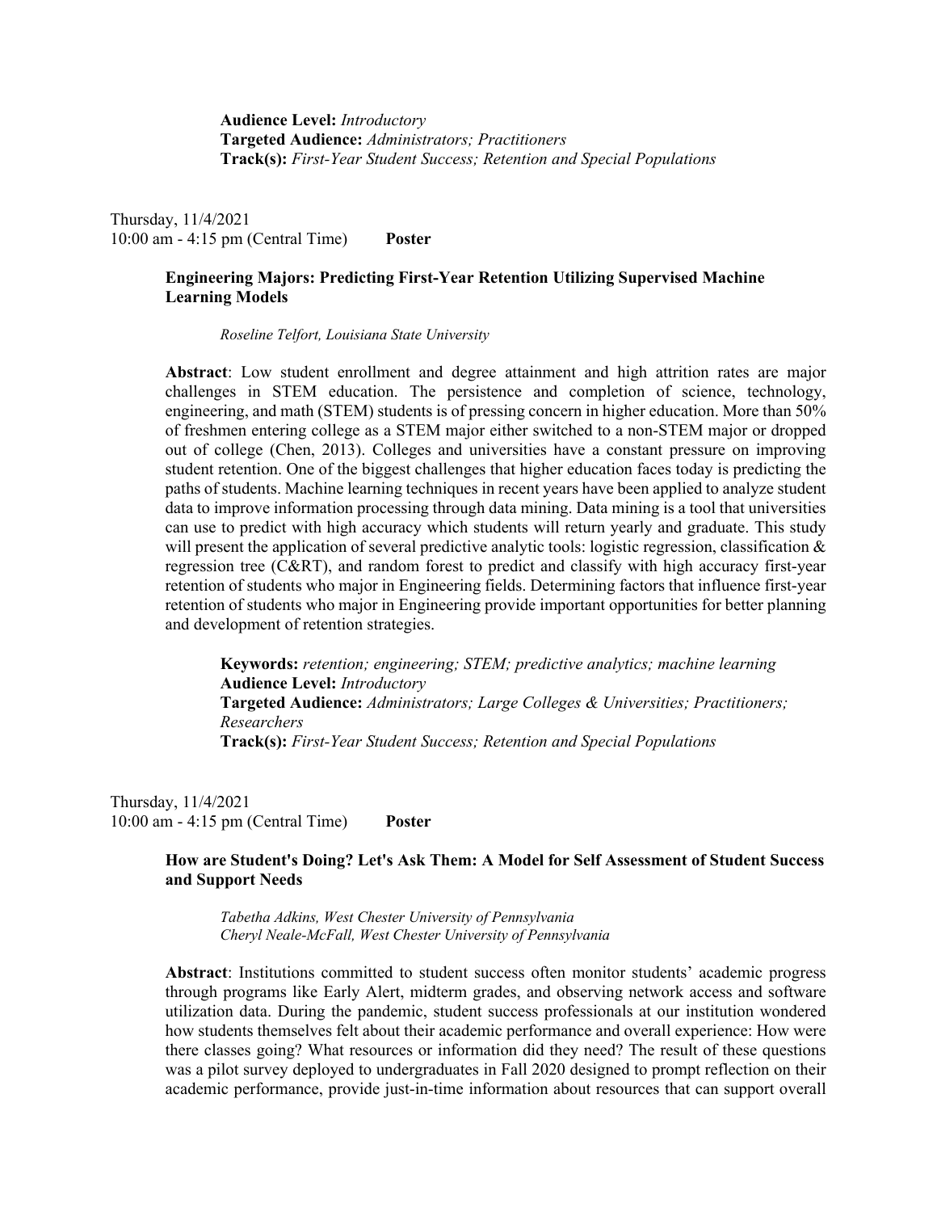**Audience Level:** *Introductory*
**Targeted Audience:** *Administrators; Practitioners*
**Track(s):** *First-Year Student Success; Retention and Special Populations*

Thursday, 11/4/2021
10:00 am - 4:15 pm (Central Time) **Poster**

### Engineering Majors: Predicting First-Year Retention Utilizing Supervised Machine Learning Models

*Roseline Telfort, Louisiana State University*

**Abstract**: Low student enrollment and degree attainment and high attrition rates are major challenges in STEM education. The persistence and completion of science, technology, engineering, and math (STEM) students is of pressing concern in higher education. More than 50% of freshmen entering college as a STEM major either switched to a non-STEM major or dropped out of college (Chen, 2013). Colleges and universities have a constant pressure on improving student retention. One of the biggest challenges that higher education faces today is predicting the paths of students. Machine learning techniques in recent years have been applied to analyze student data to improve information processing through data mining. Data mining is a tool that universities can use to predict with high accuracy which students will return yearly and graduate. This study will present the application of several predictive analytic tools: logistic regression, classification & regression tree (C&RT), and random forest to predict and classify with high accuracy first-year retention of students who major in Engineering fields. Determining factors that influence first-year retention of students who major in Engineering provide important opportunities for better planning and development of retention strategies.

**Keywords:** *retention; engineering; STEM; predictive analytics; machine learning*
**Audience Level:** *Introductory*
**Targeted Audience:** *Administrators; Large Colleges & Universities; Practitioners; Researchers*
**Track(s):** *First-Year Student Success; Retention and Special Populations*

Thursday, 11/4/2021
10:00 am - 4:15 pm (Central Time) **Poster**

### How are Student's Doing? Let's Ask Them: A Model for Self Assessment of Student Success and Support Needs

*Tabetha Adkins, West Chester University of Pennsylvania*
*Cheryl Neale-McFall, West Chester University of Pennsylvania*

**Abstract**: Institutions committed to student success often monitor students' academic progress through programs like Early Alert, midterm grades, and observing network access and software utilization data. During the pandemic, student success professionals at our institution wondered how students themselves felt about their academic performance and overall experience: How were there classes going? What resources or information did they need? The result of these questions was a pilot survey deployed to undergraduates in Fall 2020 designed to prompt reflection on their academic performance, provide just-in-time information about resources that can support overall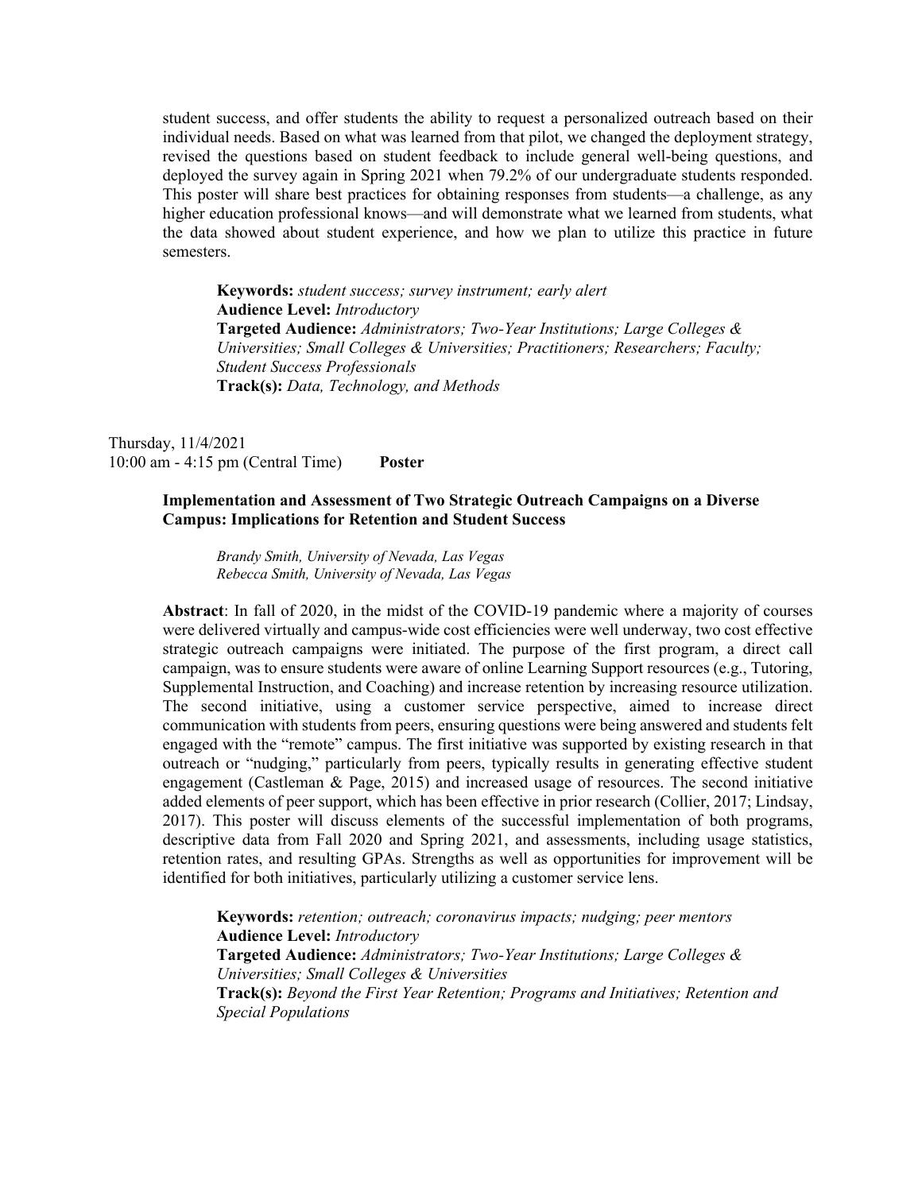student success, and offer students the ability to request a personalized outreach based on their individual needs. Based on what was learned from that pilot, we changed the deployment strategy, revised the questions based on student feedback to include general well-being questions, and deployed the survey again in Spring 2021 when 79.2% of our undergraduate students responded. This poster will share best practices for obtaining responses from students—a challenge, as any higher education professional knows—and will demonstrate what we learned from students, what the data showed about student experience, and how we plan to utilize this practice in future semesters.

**Keywords:** *student success; survey instrument; early alert*
**Audience Level:** *Introductory*
**Targeted Audience:** *Administrators; Two-Year Institutions; Large Colleges & Universities; Small Colleges & Universities; Practitioners; Researchers; Faculty; Student Success Professionals*
**Track(s):** *Data, Technology, and Methods*

Thursday, 11/4/2021
10:00 am - 4:15 pm (Central Time) **Poster**

### Implementation and Assessment of Two Strategic Outreach Campaigns on a Diverse Campus: Implications for Retention and Student Success

*Brandy Smith, University of Nevada, Las Vegas*
*Rebecca Smith, University of Nevada, Las Vegas*

**Abstract**: In fall of 2020, in the midst of the COVID-19 pandemic where a majority of courses were delivered virtually and campus-wide cost efficiencies were well underway, two cost effective strategic outreach campaigns were initiated. The purpose of the first program, a direct call campaign, was to ensure students were aware of online Learning Support resources (e.g., Tutoring, Supplemental Instruction, and Coaching) and increase retention by increasing resource utilization. The second initiative, using a customer service perspective, aimed to increase direct communication with students from peers, ensuring questions were being answered and students felt engaged with the "remote" campus. The first initiative was supported by existing research in that outreach or "nudging," particularly from peers, typically results in generating effective student engagement (Castleman & Page, 2015) and increased usage of resources. The second initiative added elements of peer support, which has been effective in prior research (Collier, 2017; Lindsay, 2017). This poster will discuss elements of the successful implementation of both programs, descriptive data from Fall 2020 and Spring 2021, and assessments, including usage statistics, retention rates, and resulting GPAs. Strengths as well as opportunities for improvement will be identified for both initiatives, particularly utilizing a customer service lens.

**Keywords:** *retention; outreach; coronavirus impacts; nudging; peer mentors*
**Audience Level:** *Introductory*
**Targeted Audience:** *Administrators; Two-Year Institutions; Large Colleges & Universities; Small Colleges & Universities*
**Track(s):** *Beyond the First Year Retention; Programs and Initiatives; Retention and Special Populations*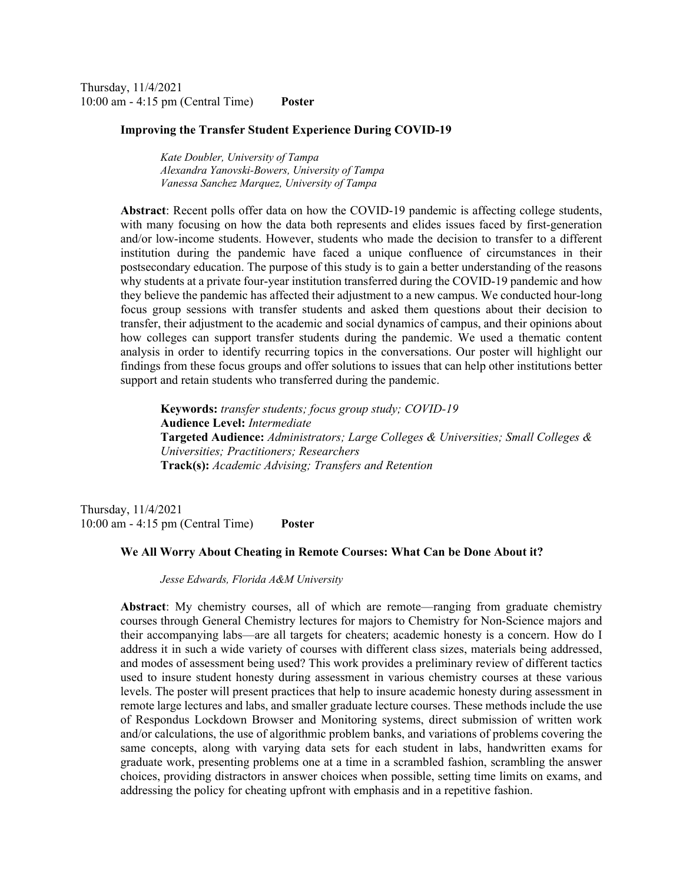Thursday, 11/4/2021
10:00 am - 4:15 pm (Central Time) **Poster**

### Improving the Transfer Student Experience During COVID-19

*Kate Doubler, University of Tampa*
*Alexandra Yanovski-Bowers, University of Tampa*
*Vanessa Sanchez Marquez, University of Tampa*

**Abstract**: Recent polls offer data on how the COVID-19 pandemic is affecting college students, with many focusing on how the data both represents and elides issues faced by first-generation and/or low-income students. However, students who made the decision to transfer to a different institution during the pandemic have faced a unique confluence of circumstances in their postsecondary education. The purpose of this study is to gain a better understanding of the reasons why students at a private four-year institution transferred during the COVID-19 pandemic and how they believe the pandemic has affected their adjustment to a new campus. We conducted hour-long focus group sessions with transfer students and asked them questions about their decision to transfer, their adjustment to the academic and social dynamics of campus, and their opinions about how colleges can support transfer students during the pandemic. We used a thematic content analysis in order to identify recurring topics in the conversations. Our poster will highlight our findings from these focus groups and offer solutions to issues that can help other institutions better support and retain students who transferred during the pandemic.

**Keywords:** *transfer students; focus group study; COVID-19*
**Audience Level:** *Intermediate*
**Targeted Audience:** *Administrators; Large Colleges & Universities; Small Colleges & Universities; Practitioners; Researchers*
**Track(s):** *Academic Advising; Transfers and Retention*

Thursday, 11/4/2021
10:00 am - 4:15 pm (Central Time) **Poster**

### We All Worry About Cheating in Remote Courses: What Can be Done About it?

*Jesse Edwards, Florida A&M University*

**Abstract**: My chemistry courses, all of which are remote—ranging from graduate chemistry courses through General Chemistry lectures for majors to Chemistry for Non-Science majors and their accompanying labs—are all targets for cheaters; academic honesty is a concern. How do I address it in such a wide variety of courses with different class sizes, materials being addressed, and modes of assessment being used? This work provides a preliminary review of different tactics used to insure student honesty during assessment in various chemistry courses at these various levels. The poster will present practices that help to insure academic honesty during assessment in remote large lectures and labs, and smaller graduate lecture courses. These methods include the use of Respondus Lockdown Browser and Monitoring systems, direct submission of written work and/or calculations, the use of algorithmic problem banks, and variations of problems covering the same concepts, along with varying data sets for each student in labs, handwritten exams for graduate work, presenting problems one at a time in a scrambled fashion, scrambling the answer choices, providing distractors in answer choices when possible, setting time limits on exams, and addressing the policy for cheating upfront with emphasis and in a repetitive fashion.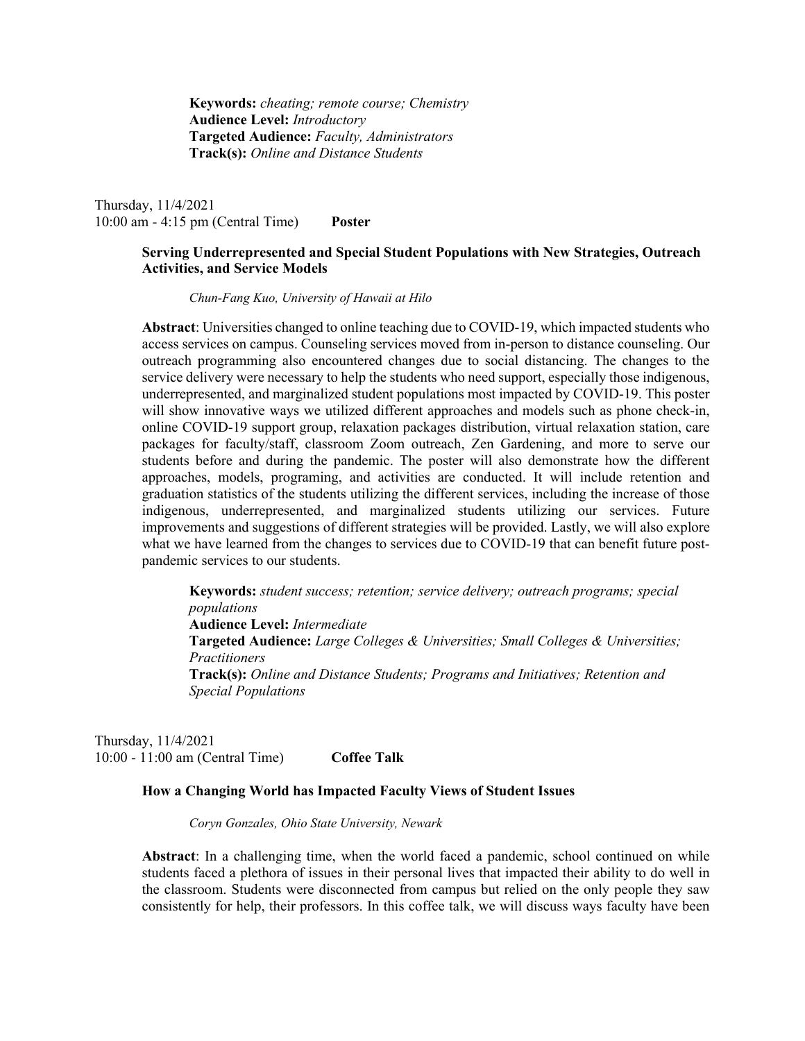**Keywords:** *cheating; remote course; Chemistry*
**Audience Level:** *Introductory*
**Targeted Audience:** *Faculty, Administrators*
**Track(s):** *Online and Distance Students*

Thursday, 11/4/2021
10:00 am - 4:15 pm (Central Time) **Poster**

**Serving Underrepresented and Special Student Populations with New Strategies, Outreach Activities, and Service Models**

*Chun-Fang Kuo, University of Hawaii at Hilo*

**Abstract**: Universities changed to online teaching due to COVID-19, which impacted students who access services on campus. Counseling services moved from in-person to distance counseling. Our outreach programming also encountered changes due to social distancing. The changes to the service delivery were necessary to help the students who need support, especially those indigenous, underrepresented, and marginalized student populations most impacted by COVID-19. This poster will show innovative ways we utilized different approaches and models such as phone check-in, online COVID-19 support group, relaxation packages distribution, virtual relaxation station, care packages for faculty/staff, classroom Zoom outreach, Zen Gardening, and more to serve our students before and during the pandemic. The poster will also demonstrate how the different approaches, models, programing, and activities are conducted. It will include retention and graduation statistics of the students utilizing the different services, including the increase of those indigenous, underrepresented, and marginalized students utilizing our services. Future improvements and suggestions of different strategies will be provided. Lastly, we will also explore what we have learned from the changes to services due to COVID-19 that can benefit future post-pandemic services to our students.

**Keywords:** *student success; retention; service delivery; outreach programs; special populations*
**Audience Level:** *Intermediate*
**Targeted Audience:** *Large Colleges & Universities; Small Colleges & Universities; Practitioners*
**Track(s):** *Online and Distance Students; Programs and Initiatives; Retention and Special Populations*

Thursday, 11/4/2021
10:00 - 11:00 am (Central Time) **Coffee Talk**

**How a Changing World has Impacted Faculty Views of Student Issues**

*Coryn Gonzales, Ohio State University, Newark*

**Abstract**: In a challenging time, when the world faced a pandemic, school continued on while students faced a plethora of issues in their personal lives that impacted their ability to do well in the classroom. Students were disconnected from campus but relied on the only people they saw consistently for help, their professors. In this coffee talk, we will discuss ways faculty have been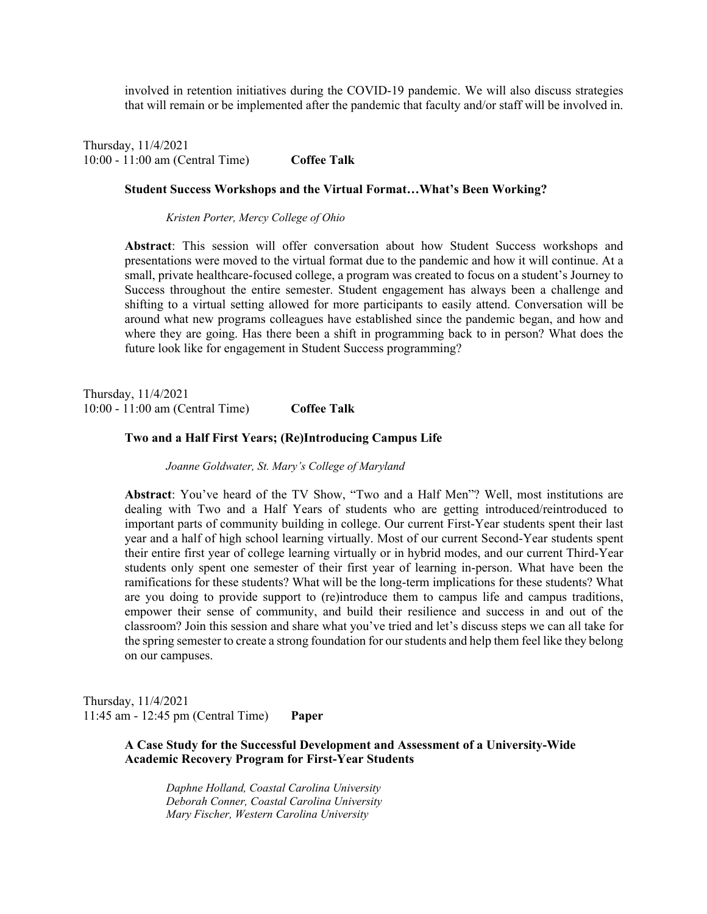involved in retention initiatives during the COVID-19 pandemic. We will also discuss strategies that will remain or be implemented after the pandemic that faculty and/or staff will be involved in.

Thursday, 11/4/2021
10:00 - 11:00 am (Central Time) **Coffee Talk**

**Student Success Workshops and the Virtual Format…What's Been Working?**

*Kristen Porter, Mercy College of Ohio*

**Abstract**: This session will offer conversation about how Student Success workshops and presentations were moved to the virtual format due to the pandemic and how it will continue. At a small, private healthcare-focused college, a program was created to focus on a student's Journey to Success throughout the entire semester. Student engagement has always been a challenge and shifting to a virtual setting allowed for more participants to easily attend. Conversation will be around what new programs colleagues have established since the pandemic began, and how and where they are going. Has there been a shift in programming back to in person? What does the future look like for engagement in Student Success programming?

Thursday, 11/4/2021
10:00 - 11:00 am (Central Time) **Coffee Talk**

**Two and a Half First Years; (Re)Introducing Campus Life**

*Joanne Goldwater, St. Mary's College of Maryland*

**Abstract**: You've heard of the TV Show, "Two and a Half Men"? Well, most institutions are dealing with Two and a Half Years of students who are getting introduced/reintroduced to important parts of community building in college. Our current First-Year students spent their last year and a half of high school learning virtually. Most of our current Second-Year students spent their entire first year of college learning virtually or in hybrid modes, and our current Third-Year students only spent one semester of their first year of learning in-person. What have been the ramifications for these students? What will be the long-term implications for these students? What are you doing to provide support to (re)introduce them to campus life and campus traditions, empower their sense of community, and build their resilience and success in and out of the classroom? Join this session and share what you've tried and let's discuss steps we can all take for the spring semester to create a strong foundation for our students and help them feel like they belong on our campuses.

Thursday, 11/4/2021
11:45 am - 12:45 pm (Central Time) **Paper**

**A Case Study for the Successful Development and Assessment of a University-Wide Academic Recovery Program for First-Year Students**

*Daphne Holland, Coastal Carolina University*
*Deborah Conner, Coastal Carolina University*
*Mary Fischer, Western Carolina University*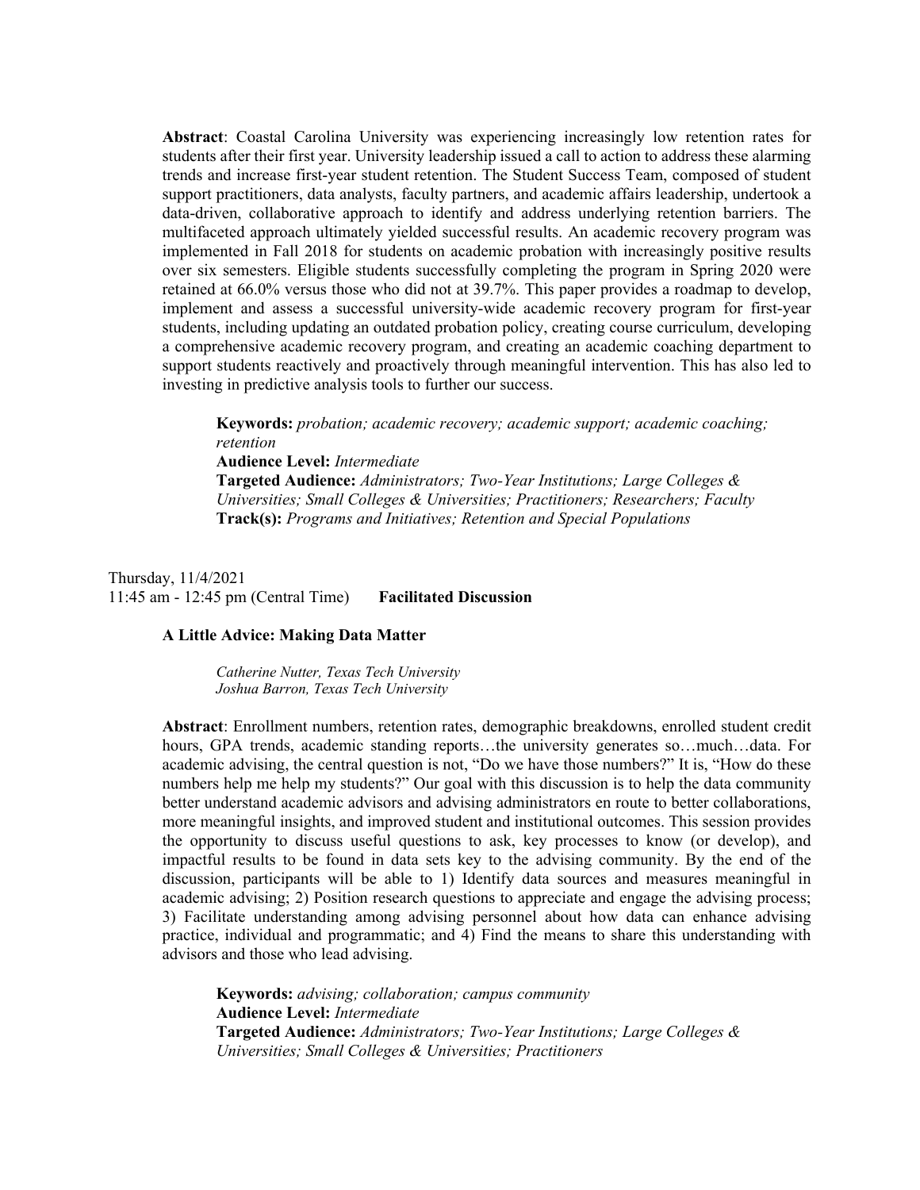**Abstract**: Coastal Carolina University was experiencing increasingly low retention rates for students after their first year. University leadership issued a call to action to address these alarming trends and increase first-year student retention. The Student Success Team, composed of student support practitioners, data analysts, faculty partners, and academic affairs leadership, undertook a data-driven, collaborative approach to identify and address underlying retention barriers. The multifaceted approach ultimately yielded successful results. An academic recovery program was implemented in Fall 2018 for students on academic probation with increasingly positive results over six semesters. Eligible students successfully completing the program in Spring 2020 were retained at 66.0% versus those who did not at 39.7%. This paper provides a roadmap to develop, implement and assess a successful university-wide academic recovery program for first-year students, including updating an outdated probation policy, creating course curriculum, developing a comprehensive academic recovery program, and creating an academic coaching department to support students reactively and proactively through meaningful intervention. This has also led to investing in predictive analysis tools to further our success.

> **Keywords:** *probation; academic recovery; academic support; academic coaching; retention*
> **Audience Level:** *Intermediate*
> **Targeted Audience:** *Administrators; Two-Year Institutions; Large Colleges & Universities; Small Colleges & Universities; Practitioners; Researchers; Faculty*
> **Track(s):** *Programs and Initiatives; Retention and Special Populations*

Thursday, 11/4/2021
11:45 am - 12:45 pm (Central Time) **Facilitated Discussion**

### A Little Advice: Making Data Matter

*Catherine Nutter, Texas Tech University*
*Joshua Barron, Texas Tech University*

**Abstract**: Enrollment numbers, retention rates, demographic breakdowns, enrolled student credit hours, GPA trends, academic standing reports…the university generates so…much…data. For academic advising, the central question is not, "Do we have those numbers?" It is, "How do these numbers help me help my students?" Our goal with this discussion is to help the data community better understand academic advisors and advising administrators en route to better collaborations, more meaningful insights, and improved student and institutional outcomes. This session provides the opportunity to discuss useful questions to ask, key processes to know (or develop), and impactful results to be found in data sets key to the advising community. By the end of the discussion, participants will be able to 1) Identify data sources and measures meaningful in academic advising; 2) Position research questions to appreciate and engage the advising process; 3) Facilitate understanding among advising personnel about how data can enhance advising practice, individual and programmatic; and 4) Find the means to share this understanding with advisors and those who lead advising.

> **Keywords:** *advising; collaboration; campus community*
> **Audience Level:** *Intermediate*
> **Targeted Audience:** *Administrators; Two-Year Institutions; Large Colleges & Universities; Small Colleges & Universities; Practitioners*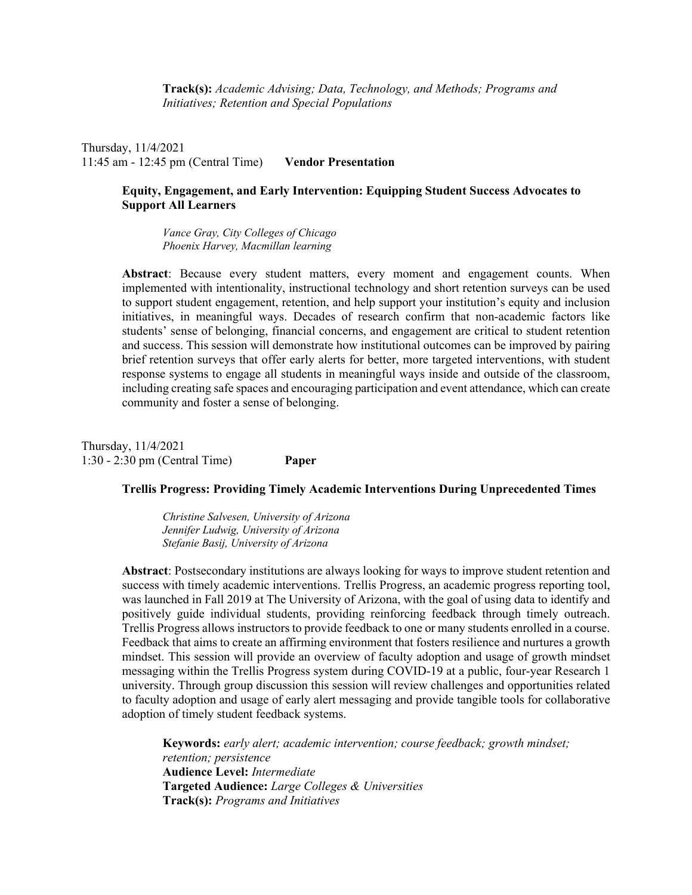**Track(s):** *Academic Advising; Data, Technology, and Methods; Programs and Initiatives; Retention and Special Populations*

Thursday, 11/4/2021
11:45 am - 12:45 pm (Central Time) **Vendor Presentation**

### Equity, Engagement, and Early Intervention: Equipping Student Success Advocates to Support All Learners

*Vance Gray, City Colleges of Chicago*
*Phoenix Harvey, Macmillan learning*

**Abstract**: Because every student matters, every moment and engagement counts. When implemented with intentionality, instructional technology and short retention surveys can be used to support student engagement, retention, and help support your institution's equity and inclusion initiatives, in meaningful ways. Decades of research confirm that non-academic factors like students' sense of belonging, financial concerns, and engagement are critical to student retention and success. This session will demonstrate how institutional outcomes can be improved by pairing brief retention surveys that offer early alerts for better, more targeted interventions, with student response systems to engage all students in meaningful ways inside and outside of the classroom, including creating safe spaces and encouraging participation and event attendance, which can create community and foster a sense of belonging.

Thursday, 11/4/2021
1:30 - 2:30 pm (Central Time) **Paper**

### Trellis Progress: Providing Timely Academic Interventions During Unprecedented Times

*Christine Salvesen, University of Arizona*
*Jennifer Ludwig, University of Arizona*
*Stefanie Basij, University of Arizona*

**Abstract**: Postsecondary institutions are always looking for ways to improve student retention and success with timely academic interventions. Trellis Progress, an academic progress reporting tool, was launched in Fall 2019 at The University of Arizona, with the goal of using data to identify and positively guide individual students, providing reinforcing feedback through timely outreach. Trellis Progress allows instructors to provide feedback to one or many students enrolled in a course. Feedback that aims to create an affirming environment that fosters resilience and nurtures a growth mindset. This session will provide an overview of faculty adoption and usage of growth mindset messaging within the Trellis Progress system during COVID-19 at a public, four-year Research 1 university. Through group discussion this session will review challenges and opportunities related to faculty adoption and usage of early alert messaging and provide tangible tools for collaborative adoption of timely student feedback systems.

**Keywords:** *early alert; academic intervention; course feedback; growth mindset; retention; persistence*
**Audience Level:** *Intermediate*
**Targeted Audience:** *Large Colleges & Universities*
**Track(s):** *Programs and Initiatives*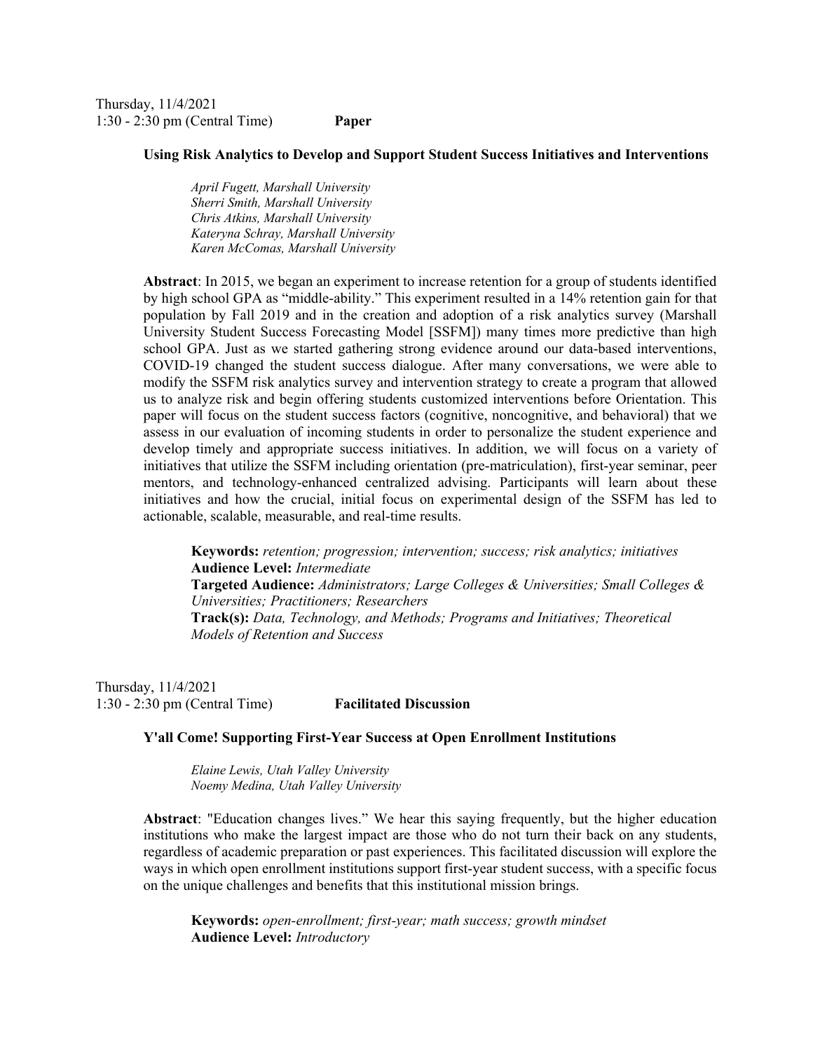Thursday, 11/4/2021
1:30 - 2:30 pm (Central Time) **Paper**

### Using Risk Analytics to Develop and Support Student Success Initiatives and Interventions

*April Fugett, Marshall University*
*Sherri Smith, Marshall University*
*Chris Atkins, Marshall University*
*Kateryna Schray, Marshall University*
*Karen McComas, Marshall University*

**Abstract**: In 2015, we began an experiment to increase retention for a group of students identified by high school GPA as "middle-ability." This experiment resulted in a 14% retention gain for that population by Fall 2019 and in the creation and adoption of a risk analytics survey (Marshall University Student Success Forecasting Model [SSFM]) many times more predictive than high school GPA. Just as we started gathering strong evidence around our data-based interventions, COVID-19 changed the student success dialogue. After many conversations, we were able to modify the SSFM risk analytics survey and intervention strategy to create a program that allowed us to analyze risk and begin offering students customized interventions before Orientation. This paper will focus on the student success factors (cognitive, noncognitive, and behavioral) that we assess in our evaluation of incoming students in order to personalize the student experience and develop timely and appropriate success initiatives. In addition, we will focus on a variety of initiatives that utilize the SSFM including orientation (pre-matriculation), first-year seminar, peer mentors, and technology-enhanced centralized advising. Participants will learn about these initiatives and how the crucial, initial focus on experimental design of the SSFM has led to actionable, scalable, measurable, and real-time results.

**Keywords:** *retention; progression; intervention; success; risk analytics; initiatives*
**Audience Level:** *Intermediate*
**Targeted Audience:** *Administrators; Large Colleges & Universities; Small Colleges & Universities; Practitioners; Researchers*
**Track(s):** *Data, Technology, and Methods; Programs and Initiatives; Theoretical Models of Retention and Success*

Thursday, 11/4/2021
1:30 - 2:30 pm (Central Time) **Facilitated Discussion**

### Y'all Come! Supporting First-Year Success at Open Enrollment Institutions

*Elaine Lewis, Utah Valley University*
*Noemy Medina, Utah Valley University*

**Abstract**: "Education changes lives." We hear this saying frequently, but the higher education institutions who make the largest impact are those who do not turn their back on any students, regardless of academic preparation or past experiences. This facilitated discussion will explore the ways in which open enrollment institutions support first-year student success, with a specific focus on the unique challenges and benefits that this institutional mission brings.

**Keywords:** *open-enrollment; first-year; math success; growth mindset*
**Audience Level:** *Introductory*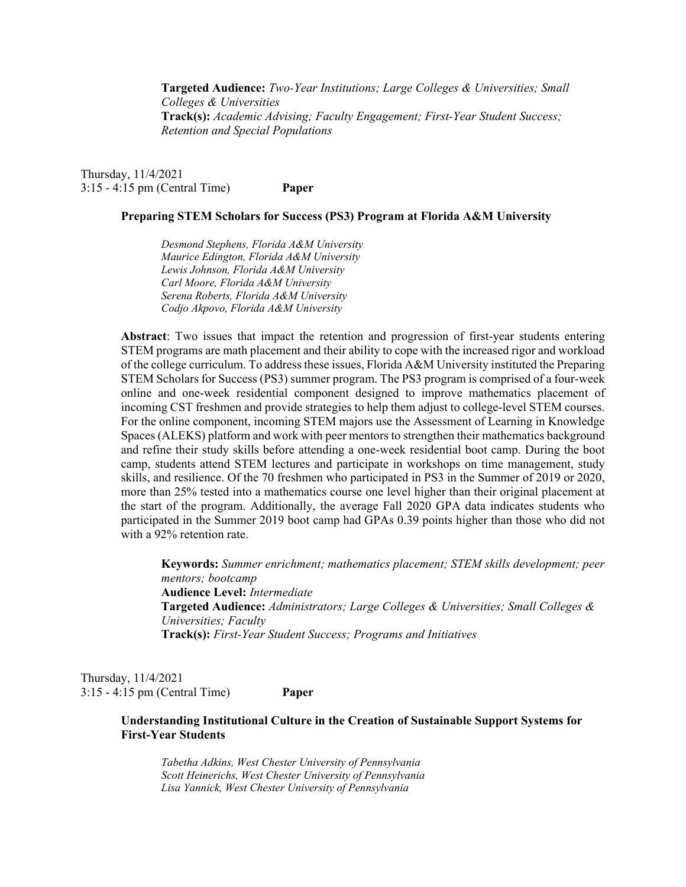**Targeted Audience:** *Two-Year Institutions; Large Colleges & Universities; Small Colleges & Universities*
**Track(s):** *Academic Advising; Faculty Engagement; First-Year Student Success; Retention and Special Populations*

Thursday, 11/4/2021
3:15 - 4:15 pm (Central Time) **Paper**

### Preparing STEM Scholars for Success (PS3) Program at Florida A&M University

*Desmond Stephens, Florida A&M University*
*Maurice Edington, Florida A&M University*
*Lewis Johnson, Florida A&M University*
*Carl Moore, Florida A&M University*
*Serena Roberts, Florida A&M University*
*Codjo Akpovo, Florida A&M University*

**Abstract**: Two issues that impact the retention and progression of first-year students entering STEM programs are math placement and their ability to cope with the increased rigor and workload of the college curriculum. To address these issues, Florida A&M University instituted the Preparing STEM Scholars for Success (PS3) summer program. The PS3 program is comprised of a four-week online and one-week residential component designed to improve mathematics placement of incoming CST freshmen and provide strategies to help them adjust to college-level STEM courses. For the online component, incoming STEM majors use the Assessment of Learning in Knowledge Spaces (ALEKS) platform and work with peer mentors to strengthen their mathematics background and refine their study skills before attending a one-week residential boot camp. During the boot camp, students attend STEM lectures and participate in workshops on time management, study skills, and resilience. Of the 70 freshmen who participated in PS3 in the Summer of 2019 or 2020, more than 25% tested into a mathematics course one level higher than their original placement at the start of the program. Additionally, the average Fall 2020 GPA data indicates students who participated in the Summer 2019 boot camp had GPAs 0.39 points higher than those who did not with a 92% retention rate.

**Keywords:** *Summer enrichment; mathematics placement; STEM skills development; peer mentors; bootcamp*
**Audience Level:** *Intermediate*
**Targeted Audience:** *Administrators; Large Colleges & Universities; Small Colleges & Universities; Faculty*
**Track(s):** *First-Year Student Success; Programs and Initiatives*

Thursday, 11/4/2021
3:15 - 4:15 pm (Central Time) **Paper**

### Understanding Institutional Culture in the Creation of Sustainable Support Systems for First-Year Students

*Tabetha Adkins, West Chester University of Pennsylvania*
*Scott Heinerichs, West Chester University of Pennsylvania*
*Lisa Yannick, West Chester University of Pennsylvania*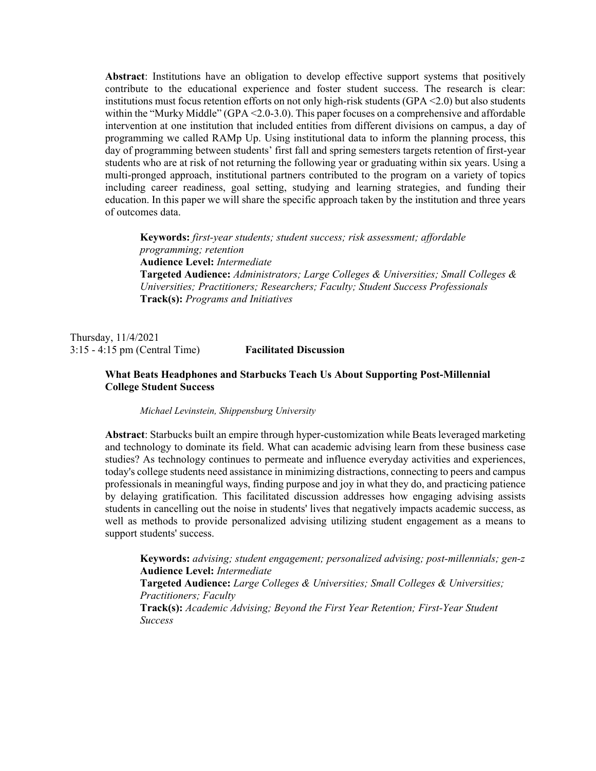**Abstract**: Institutions have an obligation to develop effective support systems that positively contribute to the educational experience and foster student success. The research is clear: institutions must focus retention efforts on not only high-risk students (GPA <2.0) but also students within the "Murky Middle" (GPA <2.0-3.0). This paper focuses on a comprehensive and affordable intervention at one institution that included entities from different divisions on campus, a day of programming we called RAMp Up. Using institutional data to inform the planning process, this day of programming between students' first fall and spring semesters targets retention of first-year students who are at risk of not returning the following year or graduating within six years. Using a multi-pronged approach, institutional partners contributed to the program on a variety of topics including career readiness, goal setting, studying and learning strategies, and funding their education. In this paper we will share the specific approach taken by the institution and three years of outcomes data.

> **Keywords:** *first-year students; student success; risk assessment; affordable programming; retention*
> **Audience Level:** *Intermediate*
> **Targeted Audience:** *Administrators; Large Colleges & Universities; Small Colleges & Universities; Practitioners; Researchers; Faculty; Student Success Professionals*
> **Track(s):** *Programs and Initiatives*

Thursday, 11/4/2021
3:15 - 4:15 pm (Central Time) **Facilitated Discussion**

### What Beats Headphones and Starbucks Teach Us About Supporting Post-Millennial College Student Success

*Michael Levinstein, Shippensburg University*

**Abstract**: Starbucks built an empire through hyper-customization while Beats leveraged marketing and technology to dominate its field. What can academic advising learn from these business case studies? As technology continues to permeate and influence everyday activities and experiences, today's college students need assistance in minimizing distractions, connecting to peers and campus professionals in meaningful ways, finding purpose and joy in what they do, and practicing patience by delaying gratification. This facilitated discussion addresses how engaging advising assists students in cancelling out the noise in students' lives that negatively impacts academic success, as well as methods to provide personalized advising utilizing student engagement as a means to support students' success.

> **Keywords:** *advising; student engagement; personalized advising; post-millennials; gen-z*
> **Audience Level:** *Intermediate*
> **Targeted Audience:** *Large Colleges & Universities; Small Colleges & Universities; Practitioners; Faculty*
> **Track(s):** *Academic Advising; Beyond the First Year Retention; First-Year Student Success*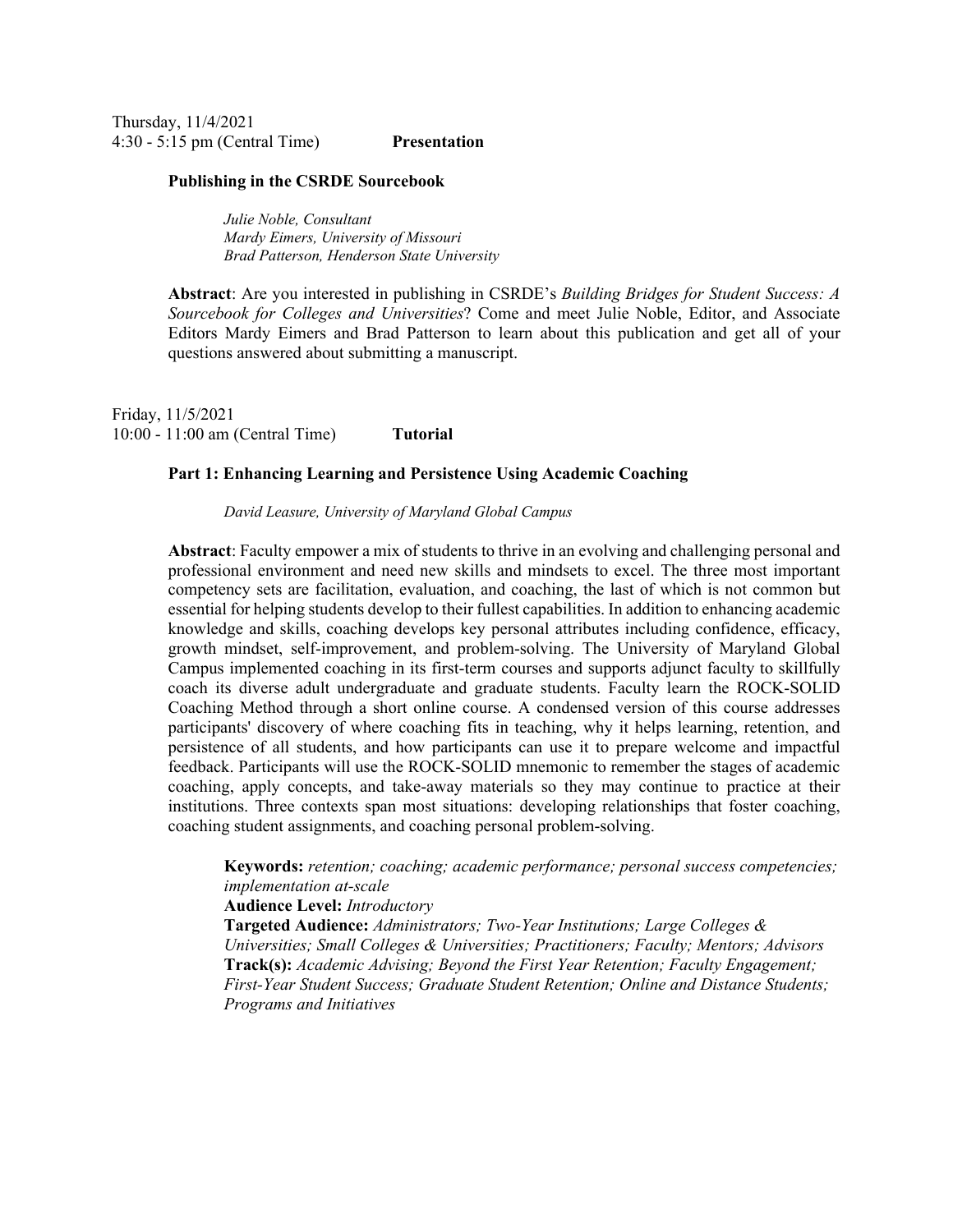Thursday, 11/4/2021
4:30 - 5:15 pm (Central Time) **Presentation**

**Publishing in the CSRDE Sourcebook**

*Julie Noble, Consultant*
*Mardy Eimers, University of Missouri*
*Brad Patterson, Henderson State University*

**Abstract**: Are you interested in publishing in CSRDE's *Building Bridges for Student Success: A Sourcebook for Colleges and Universities*? Come and meet Julie Noble, Editor, and Associate Editors Mardy Eimers and Brad Patterson to learn about this publication and get all of your questions answered about submitting a manuscript.

Friday, 11/5/2021
10:00 - 11:00 am (Central Time) **Tutorial**

**Part 1: Enhancing Learning and Persistence Using Academic Coaching**

*David Leasure, University of Maryland Global Campus*

**Abstract**: Faculty empower a mix of students to thrive in an evolving and challenging personal and professional environment and need new skills and mindsets to excel. The three most important competency sets are facilitation, evaluation, and coaching, the last of which is not common but essential for helping students develop to their fullest capabilities. In addition to enhancing academic knowledge and skills, coaching develops key personal attributes including confidence, efficacy, growth mindset, self-improvement, and problem-solving. The University of Maryland Global Campus implemented coaching in its first-term courses and supports adjunct faculty to skillfully coach its diverse adult undergraduate and graduate students. Faculty learn the ROCK-SOLID Coaching Method through a short online course. A condensed version of this course addresses participants' discovery of where coaching fits in teaching, why it helps learning, retention, and persistence of all students, and how participants can use it to prepare welcome and impactful feedback. Participants will use the ROCK-SOLID mnemonic to remember the stages of academic coaching, apply concepts, and take-away materials so they may continue to practice at their institutions. Three contexts span most situations: developing relationships that foster coaching, coaching student assignments, and coaching personal problem-solving.

**Keywords:** *retention; coaching; academic performance; personal success competencies; implementation at-scale*
**Audience Level:** *Introductory*
**Targeted Audience:** *Administrators; Two-Year Institutions; Large Colleges & Universities; Small Colleges & Universities; Practitioners; Faculty; Mentors; Advisors*
**Track(s):** *Academic Advising; Beyond the First Year Retention; Faculty Engagement; First-Year Student Success; Graduate Student Retention; Online and Distance Students; Programs and Initiatives*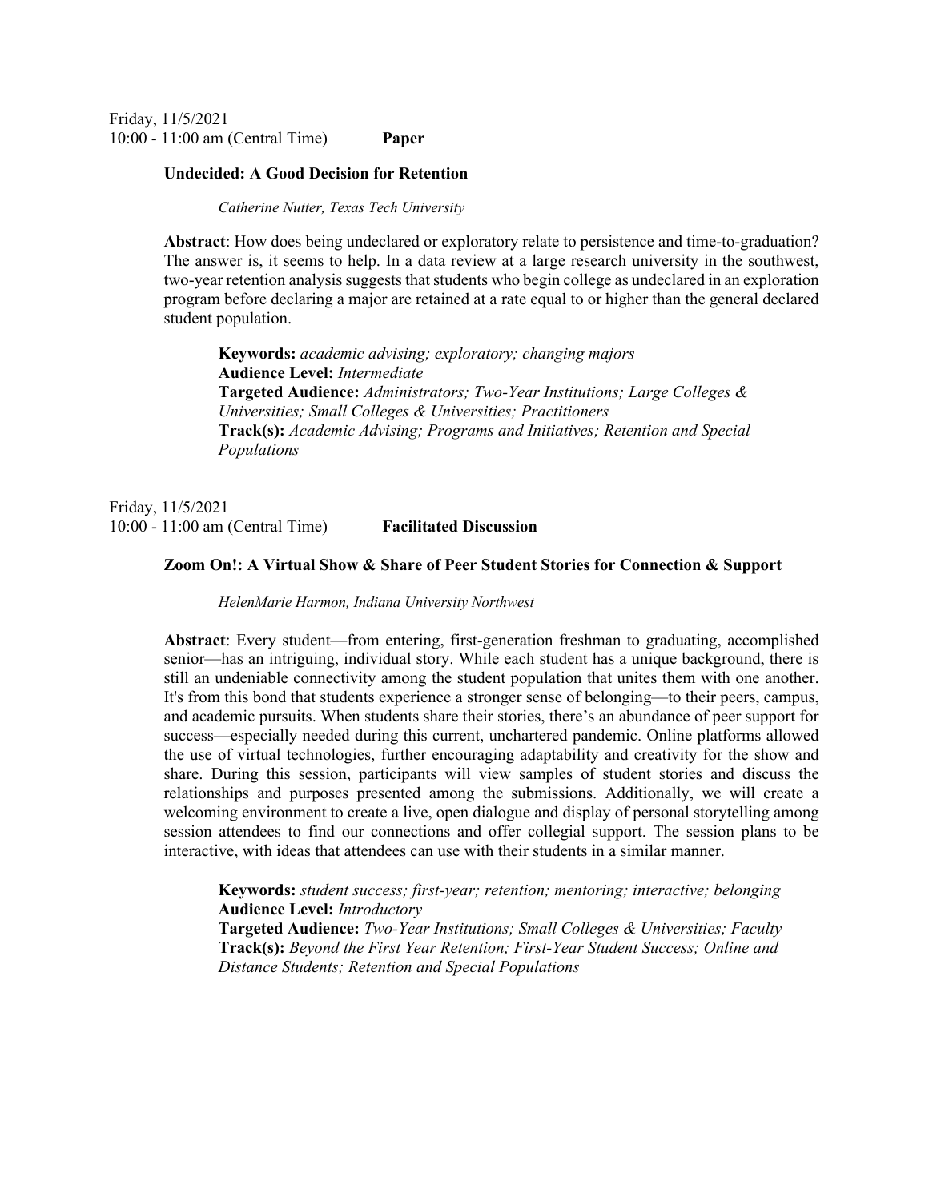Friday, 11/5/2021
10:00 - 11:00 am (Central Time) **Paper**

**Undecided: A Good Decision for Retention**

*Catherine Nutter, Texas Tech University*

**Abstract**: How does being undeclared or exploratory relate to persistence and time-to-graduation? The answer is, it seems to help. In a data review at a large research university in the southwest, two-year retention analysis suggests that students who begin college as undeclared in an exploration program before declaring a major are retained at a rate equal to or higher than the general declared student population.

**Keywords:** *academic advising; exploratory; changing majors*
**Audience Level:** *Intermediate*
**Targeted Audience:** *Administrators; Two-Year Institutions; Large Colleges & Universities; Small Colleges & Universities; Practitioners*
**Track(s):** *Academic Advising; Programs and Initiatives; Retention and Special Populations*

Friday, 11/5/2021
10:00 - 11:00 am (Central Time) **Facilitated Discussion**

**Zoom On!: A Virtual Show & Share of Peer Student Stories for Connection & Support**

*HelenMarie Harmon, Indiana University Northwest*

**Abstract**: Every student—from entering, first-generation freshman to graduating, accomplished senior—has an intriguing, individual story. While each student has a unique background, there is still an undeniable connectivity among the student population that unites them with one another. It's from this bond that students experience a stronger sense of belonging—to their peers, campus, and academic pursuits. When students share their stories, there's an abundance of peer support for success—especially needed during this current, unchartered pandemic. Online platforms allowed the use of virtual technologies, further encouraging adaptability and creativity for the show and share. During this session, participants will view samples of student stories and discuss the relationships and purposes presented among the submissions. Additionally, we will create a welcoming environment to create a live, open dialogue and display of personal storytelling among session attendees to find our connections and offer collegial support. The session plans to be interactive, with ideas that attendees can use with their students in a similar manner.

**Keywords:** *student success; first-year; retention; mentoring; interactive; belonging*
**Audience Level:** *Introductory*
**Targeted Audience:** *Two-Year Institutions; Small Colleges & Universities; Faculty*
**Track(s):** *Beyond the First Year Retention; First-Year Student Success; Online and Distance Students; Retention and Special Populations*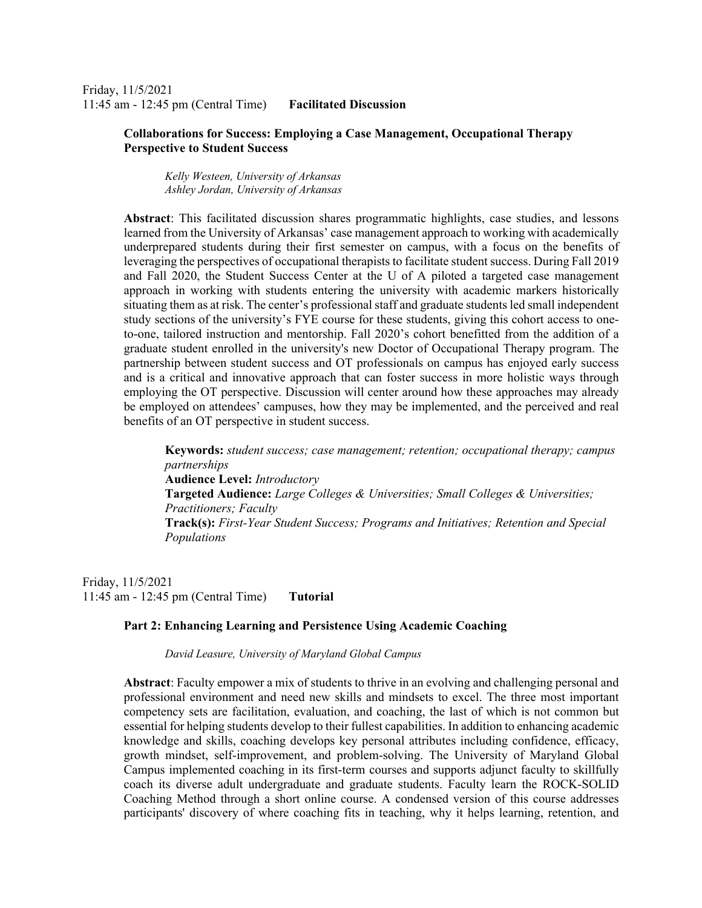Friday, 11/5/2021
11:45 am - 12:45 pm (Central Time) **Facilitated Discussion**

**Collaborations for Success: Employing a Case Management, Occupational Therapy Perspective to Student Success**

*Kelly Westeen, University of Arkansas*
*Ashley Jordan, University of Arkansas*

**Abstract**: This facilitated discussion shares programmatic highlights, case studies, and lessons learned from the University of Arkansas' case management approach to working with academically underprepared students during their first semester on campus, with a focus on the benefits of leveraging the perspectives of occupational therapists to facilitate student success. During Fall 2019 and Fall 2020, the Student Success Center at the U of A piloted a targeted case management approach in working with students entering the university with academic markers historically situating them as at risk. The center's professional staff and graduate students led small independent study sections of the university's FYE course for these students, giving this cohort access to one-to-one, tailored instruction and mentorship. Fall 2020's cohort benefitted from the addition of a graduate student enrolled in the university's new Doctor of Occupational Therapy program. The partnership between student success and OT professionals on campus has enjoyed early success and is a critical and innovative approach that can foster success in more holistic ways through employing the OT perspective. Discussion will center around how these approaches may already be employed on attendees' campuses, how they may be implemented, and the perceived and real benefits of an OT perspective in student success.

**Keywords:** *student success; case management; retention; occupational therapy; campus partnerships*
**Audience Level:** *Introductory*
**Targeted Audience:** *Large Colleges & Universities; Small Colleges & Universities; Practitioners; Faculty*
**Track(s):** *First-Year Student Success; Programs and Initiatives; Retention and Special Populations*

Friday, 11/5/2021
11:45 am - 12:45 pm (Central Time) **Tutorial**

**Part 2: Enhancing Learning and Persistence Using Academic Coaching**

*David Leasure, University of Maryland Global Campus*

**Abstract**: Faculty empower a mix of students to thrive in an evolving and challenging personal and professional environment and need new skills and mindsets to excel. The three most important competency sets are facilitation, evaluation, and coaching, the last of which is not common but essential for helping students develop to their fullest capabilities. In addition to enhancing academic knowledge and skills, coaching develops key personal attributes including confidence, efficacy, growth mindset, self-improvement, and problem-solving. The University of Maryland Global Campus implemented coaching in its first-term courses and supports adjunct faculty to skillfully coach its diverse adult undergraduate and graduate students. Faculty learn the ROCK-SOLID Coaching Method through a short online course. A condensed version of this course addresses participants' discovery of where coaching fits in teaching, why it helps learning, retention, and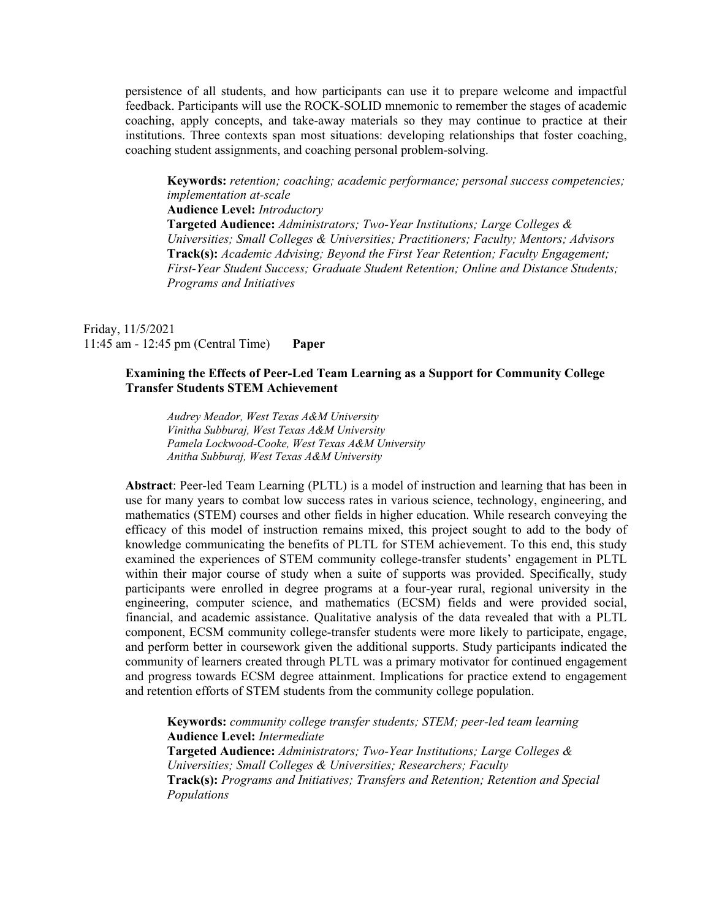persistence of all students, and how participants can use it to prepare welcome and impactful feedback. Participants will use the ROCK-SOLID mnemonic to remember the stages of academic coaching, apply concepts, and take-away materials so they may continue to practice at their institutions. Three contexts span most situations: developing relationships that foster coaching, coaching student assignments, and coaching personal problem-solving.

**Keywords:** *retention; coaching; academic performance; personal success competencies; implementation at-scale*
**Audience Level:** *Introductory*
**Targeted Audience:** *Administrators; Two-Year Institutions; Large Colleges & Universities; Small Colleges & Universities; Practitioners; Faculty; Mentors; Advisors*
**Track(s):** *Academic Advising; Beyond the First Year Retention; Faculty Engagement; First-Year Student Success; Graduate Student Retention; Online and Distance Students; Programs and Initiatives*

Friday, 11/5/2021
11:45 am - 12:45 pm (Central Time) **Paper**

**Examining the Effects of Peer-Led Team Learning as a Support for Community College Transfer Students STEM Achievement**

*Audrey Meador, West Texas A&M University*
*Vinitha Subburaj, West Texas A&M University*
*Pamela Lockwood-Cooke, West Texas A&M University*
*Anitha Subburaj, West Texas A&M University*

**Abstract**: Peer-led Team Learning (PLTL) is a model of instruction and learning that has been in use for many years to combat low success rates in various science, technology, engineering, and mathematics (STEM) courses and other fields in higher education. While research conveying the efficacy of this model of instruction remains mixed, this project sought to add to the body of knowledge communicating the benefits of PLTL for STEM achievement. To this end, this study examined the experiences of STEM community college-transfer students' engagement in PLTL within their major course of study when a suite of supports was provided. Specifically, study participants were enrolled in degree programs at a four-year rural, regional university in the engineering, computer science, and mathematics (ECSM) fields and were provided social, financial, and academic assistance. Qualitative analysis of the data revealed that with a PLTL component, ECSM community college-transfer students were more likely to participate, engage, and perform better in coursework given the additional supports. Study participants indicated the community of learners created through PLTL was a primary motivator for continued engagement and progress towards ECSM degree attainment. Implications for practice extend to engagement and retention efforts of STEM students from the community college population.

**Keywords:** *community college transfer students; STEM; peer-led team learning*
**Audience Level:** *Intermediate*
**Targeted Audience:** *Administrators; Two-Year Institutions; Large Colleges & Universities; Small Colleges & Universities; Researchers; Faculty*
**Track(s):** *Programs and Initiatives; Transfers and Retention; Retention and Special Populations*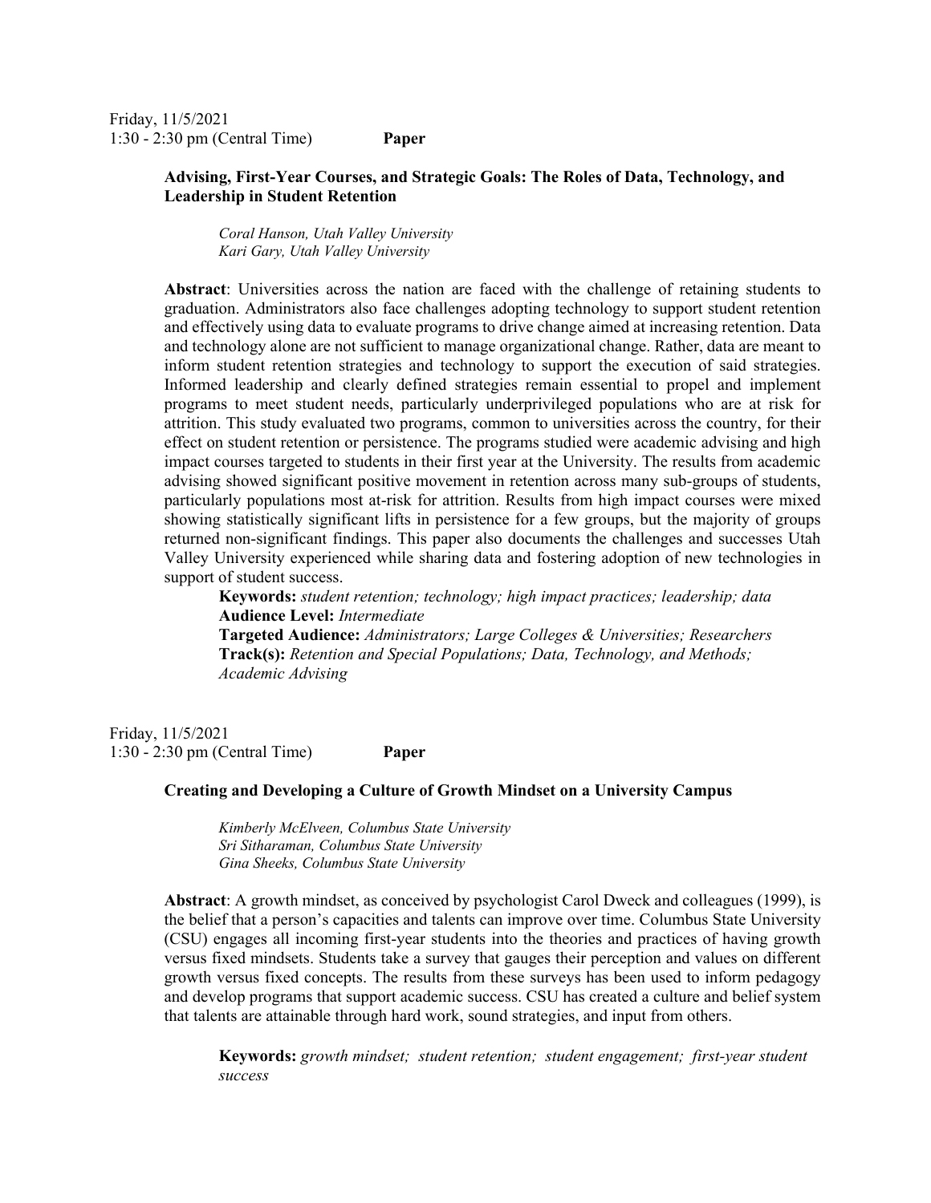Friday, 11/5/2021
1:30 - 2:30 pm (Central Time) **Paper**

**Advising, First-Year Courses, and Strategic Goals: The Roles of Data, Technology, and Leadership in Student Retention**

*Coral Hanson, Utah Valley University*
*Kari Gary, Utah Valley University*

**Abstract**: Universities across the nation are faced with the challenge of retaining students to graduation. Administrators also face challenges adopting technology to support student retention and effectively using data to evaluate programs to drive change aimed at increasing retention. Data and technology alone are not sufficient to manage organizational change. Rather, data are meant to inform student retention strategies and technology to support the execution of said strategies. Informed leadership and clearly defined strategies remain essential to propel and implement programs to meet student needs, particularly underprivileged populations who are at risk for attrition. This study evaluated two programs, common to universities across the country, for their effect on student retention or persistence. The programs studied were academic advising and high impact courses targeted to students in their first year at the University. The results from academic advising showed significant positive movement in retention across many sub-groups of students, particularly populations most at-risk for attrition. Results from high impact courses were mixed showing statistically significant lifts in persistence for a few groups, but the majority of groups returned non-significant findings. This paper also documents the challenges and successes Utah Valley University experienced while sharing data and fostering adoption of new technologies in support of student success.

**Keywords:** *student retention; technology; high impact practices; leadership; data*
**Audience Level:** *Intermediate*
**Targeted Audience:** *Administrators; Large Colleges & Universities; Researchers*
**Track(s):** *Retention and Special Populations; Data, Technology, and Methods; Academic Advising*

Friday, 11/5/2021
1:30 - 2:30 pm (Central Time) **Paper**

**Creating and Developing a Culture of Growth Mindset on a University Campus**

*Kimberly McElveen, Columbus State University*
*Sri Sitharaman, Columbus State University*
*Gina Sheeks, Columbus State University*

**Abstract**: A growth mindset, as conceived by psychologist Carol Dweck and colleagues (1999), is the belief that a person's capacities and talents can improve over time. Columbus State University (CSU) engages all incoming first-year students into the theories and practices of having growth versus fixed mindsets. Students take a survey that gauges their perception and values on different growth versus fixed concepts. The results from these surveys has been used to inform pedagogy and develop programs that support academic success. CSU has created a culture and belief system that talents are attainable through hard work, sound strategies, and input from others.

**Keywords:** *growth mindset; student retention; student engagement; first-year student success*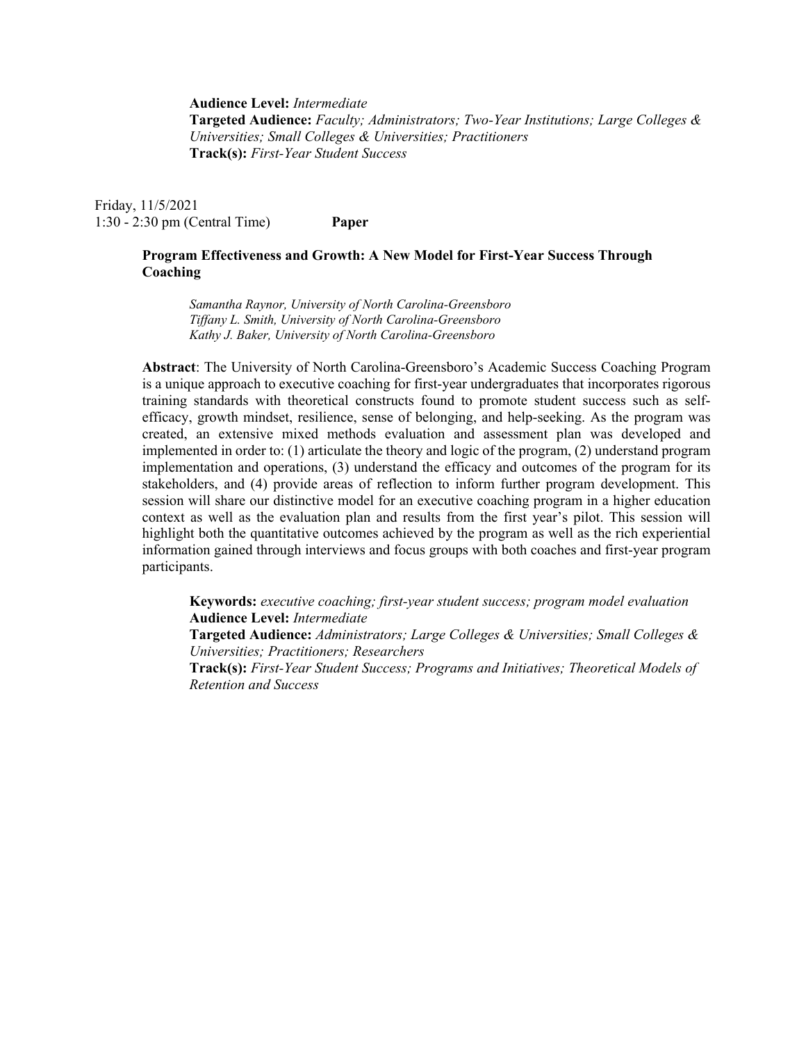**Audience Level:** *Intermediate*
**Targeted Audience:** *Faculty; Administrators; Two-Year Institutions; Large Colleges & Universities; Small Colleges & Universities; Practitioners*
**Track(s):** *First-Year Student Success*

Friday, 11/5/2021
1:30 - 2:30 pm (Central Time) **Paper**

**Program Effectiveness and Growth: A New Model for First-Year Success Through Coaching**

*Samantha Raynor, University of North Carolina-Greensboro*
*Tiffany L. Smith, University of North Carolina-Greensboro*
*Kathy J. Baker, University of North Carolina-Greensboro*

**Abstract**: The University of North Carolina-Greensboro's Academic Success Coaching Program is a unique approach to executive coaching for first-year undergraduates that incorporates rigorous training standards with theoretical constructs found to promote student success such as self-efficacy, growth mindset, resilience, sense of belonging, and help-seeking. As the program was created, an extensive mixed methods evaluation and assessment plan was developed and implemented in order to: (1) articulate the theory and logic of the program, (2) understand program implementation and operations, (3) understand the efficacy and outcomes of the program for its stakeholders, and (4) provide areas of reflection to inform further program development. This session will share our distinctive model for an executive coaching program in a higher education context as well as the evaluation plan and results from the first year's pilot. This session will highlight both the quantitative outcomes achieved by the program as well as the rich experiential information gained through interviews and focus groups with both coaches and first-year program participants.

**Keywords:** *executive coaching; first-year student success; program model evaluation*
**Audience Level:** *Intermediate*
**Targeted Audience:** *Administrators; Large Colleges & Universities; Small Colleges & Universities; Practitioners; Researchers*
**Track(s):** *First-Year Student Success; Programs and Initiatives; Theoretical Models of Retention and Success*